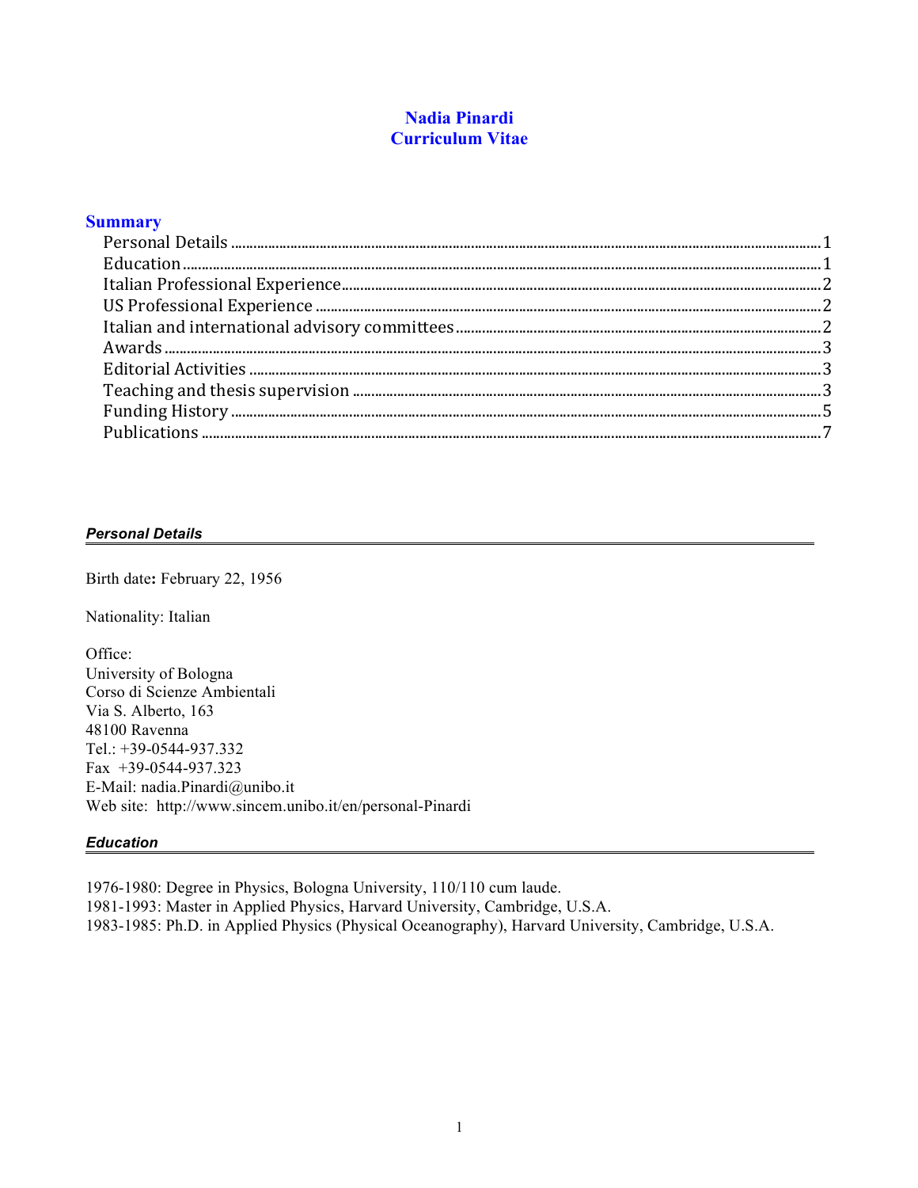# Nadia Pinardi
# Curriculum Vitae

## Summary

- Personal Details ........................................ 1
- Education ........................................ 1
- Italian Professional Experience ........................................ 2
- US Professional Experience ........................................ 2
- Italian and international advisory committees ........................................ 2
- Awards ........................................ 3
- Editorial Activities ........................................ 3
- Teaching and thesis supervision ........................................ 3
- Funding History ........................................ 5
- Publications ........................................ 7

### *Personal Details*

Birth date**:** February 22, 1956

Nationality: Italian

Office:
University of Bologna
Corso di Scienze Ambientali
Via S. Alberto, 163
48100 Ravenna
Tel.: +39-0544-937.332
Fax +39-0544-937.323
E-Mail: nadia.Pinardi@unibo.it
Web site: http://www.sincem.unibo.it/en/personal-Pinardi

### *Education*

1976-1980: Degree in Physics, Bologna University, 110/110 cum laude.
1981-1993: Master in Applied Physics, Harvard University, Cambridge, U.S.A.
1983-1985: Ph.D. in Applied Physics (Physical Oceanography), Harvard University, Cambridge, U.S.A.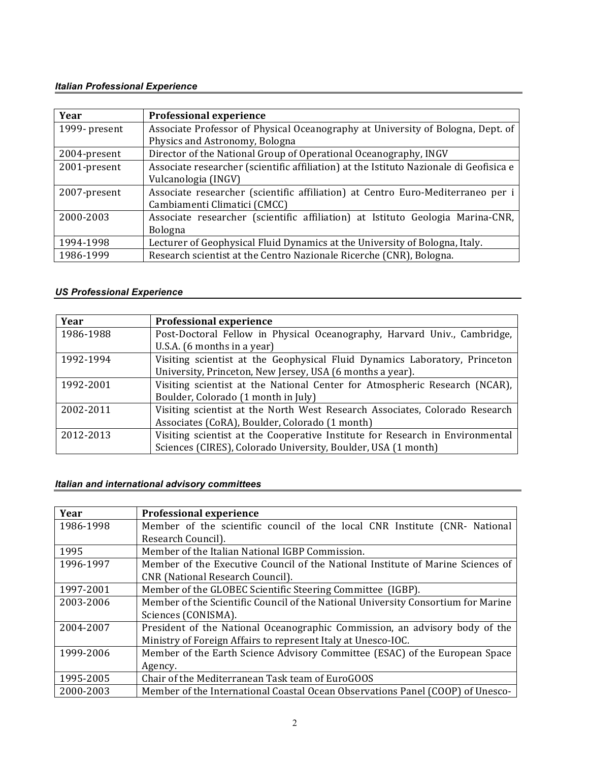### *Italian Professional Experience*

| Year | Professional experience |
|---|---|
| 1999- present | Associate Professor of Physical Oceanography at University of Bologna, Dept. of Physics and Astronomy, Bologna |
| 2004-present | Director of the National Group of Operational Oceanography, INGV |
| 2001-present | Associate researcher (scientific affiliation) at the Istituto Nazionale di Geofisica e Vulcanologia (INGV) |
| 2007-present | Associate researcher (scientific affiliation) at Centro Euro-Mediterraneo per i Cambiamenti Climatici (CMCC) |
| 2000-2003 | Associate researcher (scientific affiliation) at Istituto Geologia Marina-CNR, Bologna |
| 1994-1998 | Lecturer of Geophysical Fluid Dynamics at the University of Bologna, Italy. |
| 1986-1999 | Research scientist at the Centro Nazionale Ricerche (CNR), Bologna. |

### *US Professional Experience*

| Year | Professional experience |
|---|---|
| 1986-1988 | Post-Doctoral Fellow in Physical Oceanography, Harvard Univ., Cambridge, U.S.A. (6 months in a year) |
| 1992-1994 | Visiting scientist at the Geophysical Fluid Dynamics Laboratory, Princeton University, Princeton, New Jersey, USA (6 months a year). |
| 1992-2001 | Visiting scientist at the National Center for Atmospheric Research (NCAR), Boulder, Colorado (1 month in July) |
| 2002-2011 | Visiting scientist at the North West Research Associates, Colorado Research Associates (CoRA), Boulder, Colorado (1 month) |
| 2012-2013 | Visiting scientist at the Cooperative Institute for Research in Environmental Sciences (CIRES), Colorado University, Boulder, USA (1 month) |

### *Italian and international advisory committees*

| Year | Professional experience |
|---|---|
| 1986-1998 | Member of the scientific council of the local CNR Institute (CNR- National Research Council). |
| 1995 | Member of the Italian National IGBP Commission. |
| 1996-1997 | Member of the Executive Council of the National Institute of Marine Sciences of CNR (National Research Council). |
| 1997-2001 | Member of the GLOBEC Scientific Steering Committee (IGBP). |
| 2003-2006 | Member of the Scientific Council of the National University Consortium for Marine Sciences (CONISMA). |
| 2004-2007 | President of the National Oceanographic Commission, an advisory body of the Ministry of Foreign Affairs to represent Italy at Unesco-IOC. |
| 1999-2006 | Member of the Earth Science Advisory Committee (ESAC) of the European Space Agency. |
| 1995-2005 | Chair of the Mediterranean Task team of EuroGOOS |
| 2000-2003 | Member of the International Coastal Ocean Observations Panel (COOP) of Unesco- |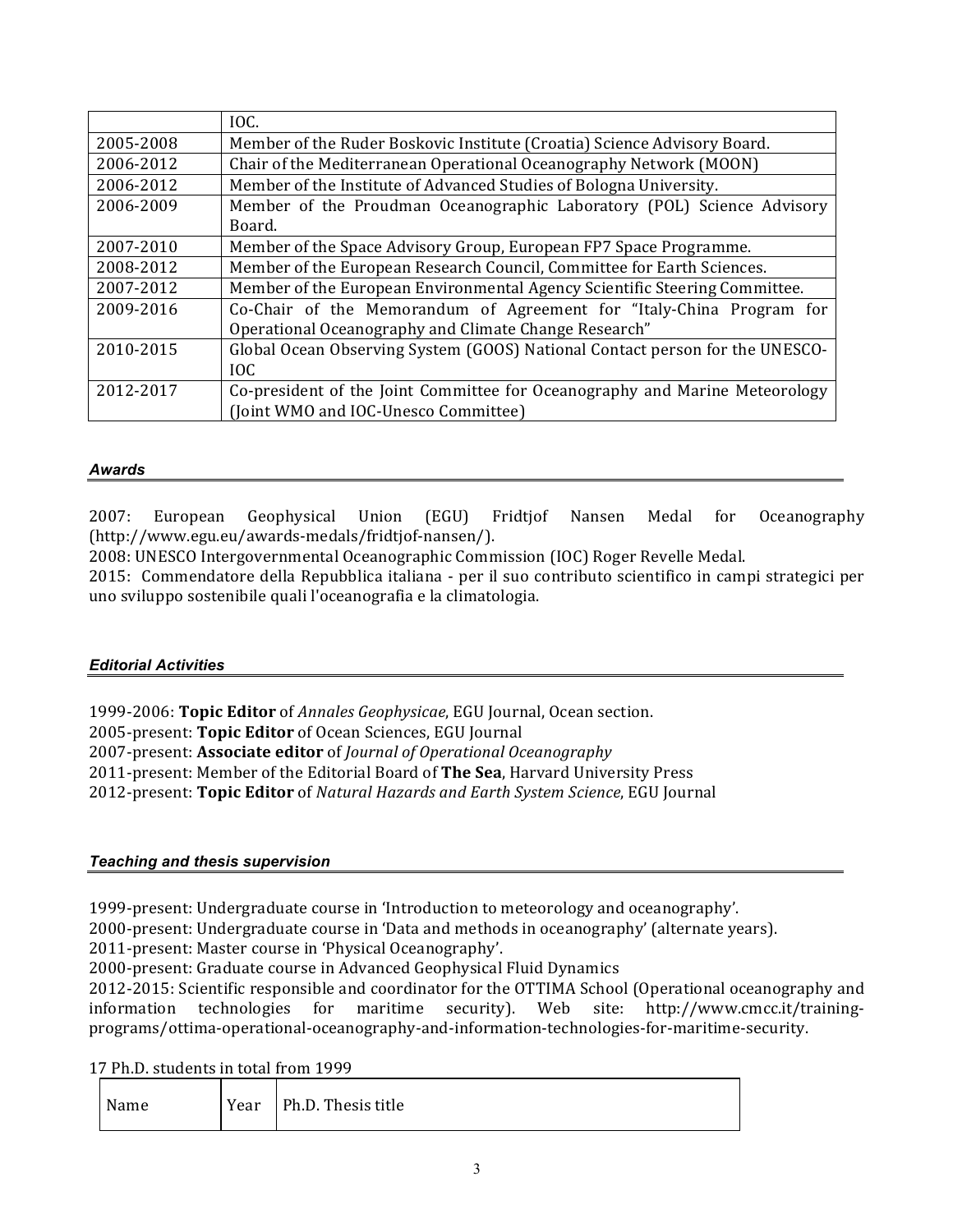| | IOC. |
|---|---|
| 2005-2008 | Member of the Ruder Boskovic Institute (Croatia) Science Advisory Board. |
| 2006-2012 | Chair of the Mediterranean Operational Oceanography Network (MOON) |
| 2006-2012 | Member of the Institute of Advanced Studies of Bologna University. |
| 2006-2009 | Member of the Proudman Oceanographic Laboratory (POL) Science Advisory Board. |
| 2007-2010 | Member of the Space Advisory Group, European FP7 Space Programme. |
| 2008-2012 | Member of the European Research Council, Committee for Earth Sciences. |
| 2007-2012 | Member of the European Environmental Agency Scientific Steering Committee. |
| 2009-2016 | Co-Chair of the Memorandum of Agreement for "Italy-China Program for Operational Oceanography and Climate Change Research" |
| 2010-2015 | Global Ocean Observing System (GOOS) National Contact person for the UNESCO-IOC |
| 2012-2017 | Co-president of the Joint Committee for Oceanography and Marine Meteorology (Joint WMO and IOC-Unesco Committee) |

### *Awards*

2007: European Geophysical Union (EGU) Fridtjof Nansen Medal for Oceanography (http://www.egu.eu/awards-medals/fridtjof-nansen/).
2008: UNESCO Intergovernmental Oceanographic Commission (IOC) Roger Revelle Medal.
2015: Commendatore della Repubblica italiana - per il suo contributo scientifico in campi strategici per uno sviluppo sostenibile quali l'oceanografia e la climatologia.

### *Editorial Activities*

1999-2006: **Topic Editor** of *Annales Geophysicae*, EGU Journal, Ocean section.
2005-present: **Topic Editor** of Ocean Sciences, EGU Journal
2007-present: **Associate editor** of *Journal of Operational Oceanography*
2011-present: Member of the Editorial Board of **The Sea**, Harvard University Press
2012-present: **Topic Editor** of *Natural Hazards and Earth System Science*, EGU Journal

### *Teaching and thesis supervision*

1999-present: Undergraduate course in 'Introduction to meteorology and oceanography'.
2000-present: Undergraduate course in 'Data and methods in oceanography' (alternate years).
2011-present: Master course in 'Physical Oceanography'.
2000-present: Graduate course in Advanced Geophysical Fluid Dynamics
2012-2015: Scientific responsible and coordinator for the OTTIMA School (Operational oceanography and information technologies for maritime security). Web site: http://www.cmcc.it/training-programs/ottima-operational-oceanography-and-information-technologies-for-maritime-security.

17 Ph.D. students in total from 1999

| Name | Year | Ph.D. Thesis title |
|---|---|---|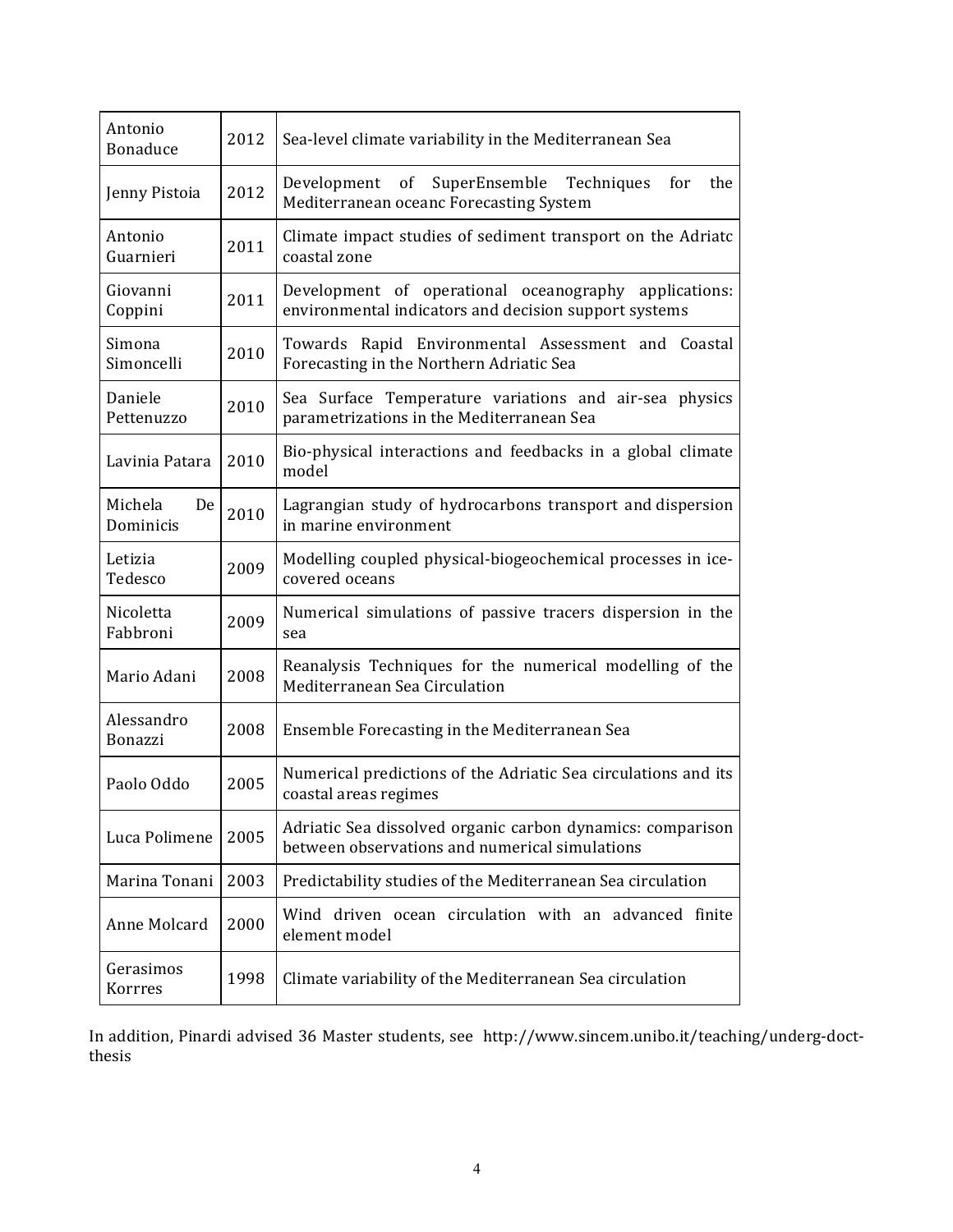| | | |
|---|---|---|
| Antonio Bonaduce | 2012 | Sea-level climate variability in the Mediterranean Sea |
| Jenny Pistoia | 2012 | Development of SuperEnsemble Techniques for the Mediterranean oceanc Forecasting System |
| Antonio Guarnieri | 2011 | Climate impact studies of sediment transport on the Adriatc coastal zone |
| Giovanni Coppini | 2011 | Development of operational oceanography applications: environmental indicators and decision support systems |
| Simona Simoncelli | 2010 | Towards Rapid Environmental Assessment and Coastal Forecasting in the Northern Adriatic Sea |
| Daniele Pettenuzzo | 2010 | Sea Surface Temperature variations and air-sea physics parametrizations in the Mediterranean Sea |
| Lavinia Patara | 2010 | Bio-physical interactions and feedbacks in a global climate model |
| Michela De Dominicis | 2010 | Lagrangian study of hydrocarbons transport and dispersion in marine environment |
| Letizia Tedesco | 2009 | Modelling coupled physical-biogeochemical processes in ice-covered oceans |
| Nicoletta Fabbroni | 2009 | Numerical simulations of passive tracers dispersion in the sea |
| Mario Adani | 2008 | Reanalysis Techniques for the numerical modelling of the Mediterranean Sea Circulation |
| Alessandro Bonazzi | 2008 | Ensemble Forecasting in the Mediterranean Sea |
| Paolo Oddo | 2005 | Numerical predictions of the Adriatic Sea circulations and its coastal areas regimes |
| Luca Polimene | 2005 | Adriatic Sea dissolved organic carbon dynamics: comparison between observations and numerical simulations |
| Marina Tonani | 2003 | Predictability studies of the Mediterranean Sea circulation |
| Anne Molcard | 2000 | Wind driven ocean circulation with an advanced finite element model |
| Gerasimos Korrres | 1998 | Climate variability of the Mediterranean Sea circulation |

In addition, Pinardi advised 36 Master students, see http://www.sincem.unibo.it/teaching/underg-doct-thesis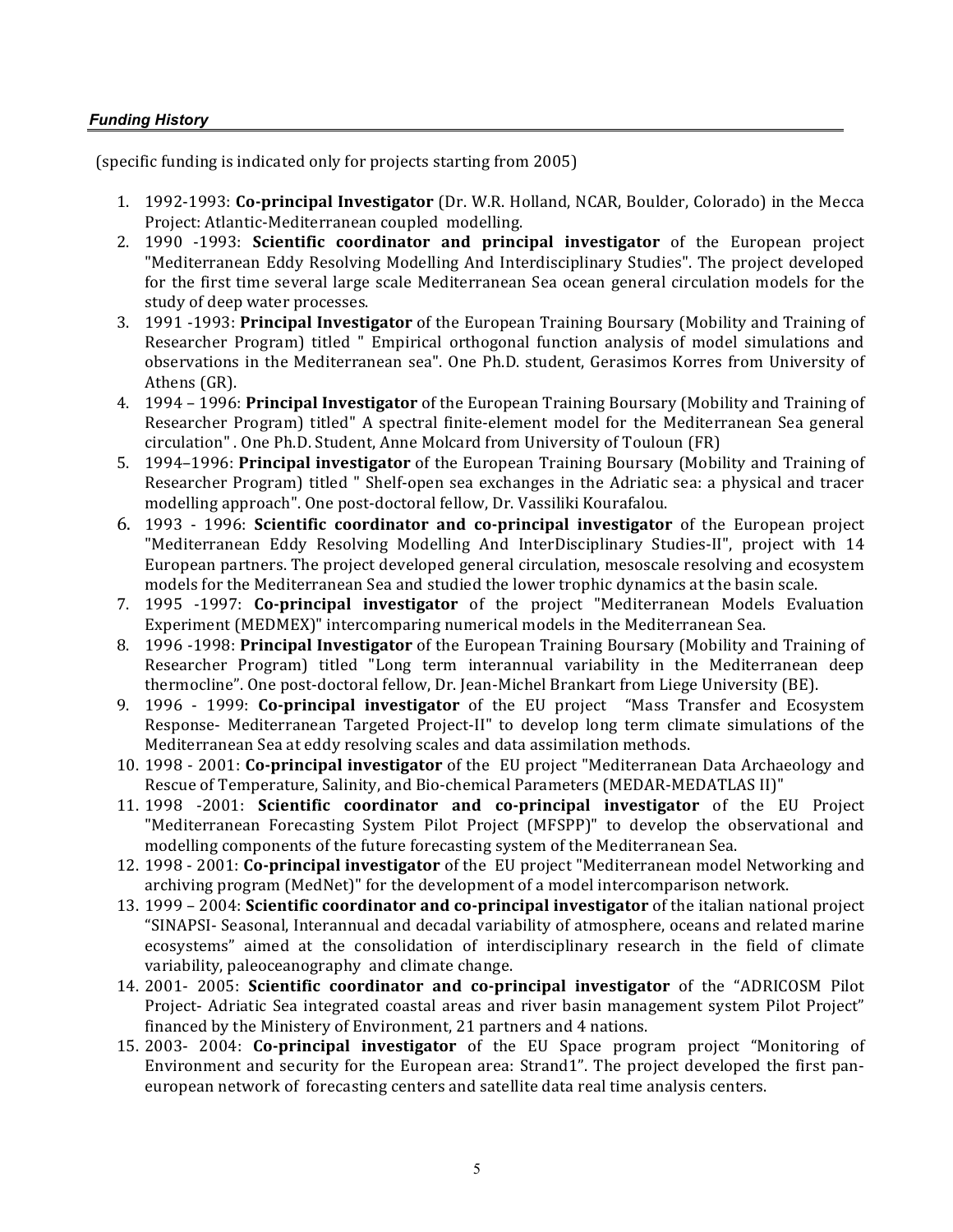### *Funding History*

(specific funding is indicated only for projects starting from 2005)

1. 1992-1993: **Co-principal Investigator** (Dr. W.R. Holland, NCAR, Boulder, Colorado) in the Mecca Project: Atlantic-Mediterranean coupled modelling.
2. 1990 -1993: **Scientific coordinator and principal investigator** of the European project "Mediterranean Eddy Resolving Modelling And Interdisciplinary Studies". The project developed for the first time several large scale Mediterranean Sea ocean general circulation models for the study of deep water processes.
3. 1991 -1993: **Principal Investigator** of the European Training Boursary (Mobility and Training of Researcher Program) titled " Empirical orthogonal function analysis of model simulations and observations in the Mediterranean sea". One Ph.D. student, Gerasimos Korres from University of Athens (GR).
4. 1994 – 1996: **Principal Investigator** of the European Training Boursary (Mobility and Training of Researcher Program) titled" A spectral finite-element model for the Mediterranean Sea general circulation" . One Ph.D. Student, Anne Molcard from University of Touloun (FR)
5. 1994–1996: **Principal investigator** of the European Training Boursary (Mobility and Training of Researcher Program) titled " Shelf-open sea exchanges in the Adriatic sea: a physical and tracer modelling approach". One post-doctoral fellow, Dr. Vassiliki Kourafalou.
6. 1993 - 1996: **Scientific coordinator and co-principal investigator** of the European project "Mediterranean Eddy Resolving Modelling And InterDisciplinary Studies-II", project with 14 European partners. The project developed general circulation, mesoscale resolving and ecosystem models for the Mediterranean Sea and studied the lower trophic dynamics at the basin scale.
7. 1995 -1997: **Co-principal investigator** of the project "Mediterranean Models Evaluation Experiment (MEDMEX)" intercomparing numerical models in the Mediterranean Sea.
8. 1996 -1998: **Principal Investigator** of the European Training Boursary (Mobility and Training of Researcher Program) titled "Long term interannual variability in the Mediterranean deep thermocline". One post-doctoral fellow, Dr. Jean-Michel Brankart from Liege University (BE).
9. 1996 - 1999: **Co-principal investigator** of the EU project "Mass Transfer and Ecosystem Response- Mediterranean Targeted Project-II" to develop long term climate simulations of the Mediterranean Sea at eddy resolving scales and data assimilation methods.
10. 1998 - 2001: **Co-principal investigator** of the EU project "Mediterranean Data Archaeology and Rescue of Temperature, Salinity, and Bio-chemical Parameters (MEDAR-MEDATLAS II)"
11. 1998 -2001: **Scientific coordinator and co-principal investigator** of the EU Project "Mediterranean Forecasting System Pilot Project (MFSPP)" to develop the observational and modelling components of the future forecasting system of the Mediterranean Sea.
12. 1998 - 2001: **Co-principal investigator** of the EU project "Mediterranean model Networking and archiving program (MedNet)" for the development of a model intercomparison network.
13. 1999 – 2004: **Scientific coordinator and co-principal investigator** of the italian national project "SINAPSI- Seasonal, Interannual and decadal variability of atmosphere, oceans and related marine ecosystems" aimed at the consolidation of interdisciplinary research in the field of climate variability, paleoceanography and climate change.
14. 2001- 2005: **Scientific coordinator and co-principal investigator** of the "ADRICOSM Pilot Project- Adriatic Sea integrated coastal areas and river basin management system Pilot Project" financed by the Ministery of Environment, 21 partners and 4 nations.
15. 2003- 2004: **Co-principal investigator** of the EU Space program project "Monitoring of Environment and security for the European area: Strand1". The project developed the first pan-european network of forecasting centers and satellite data real time analysis centers.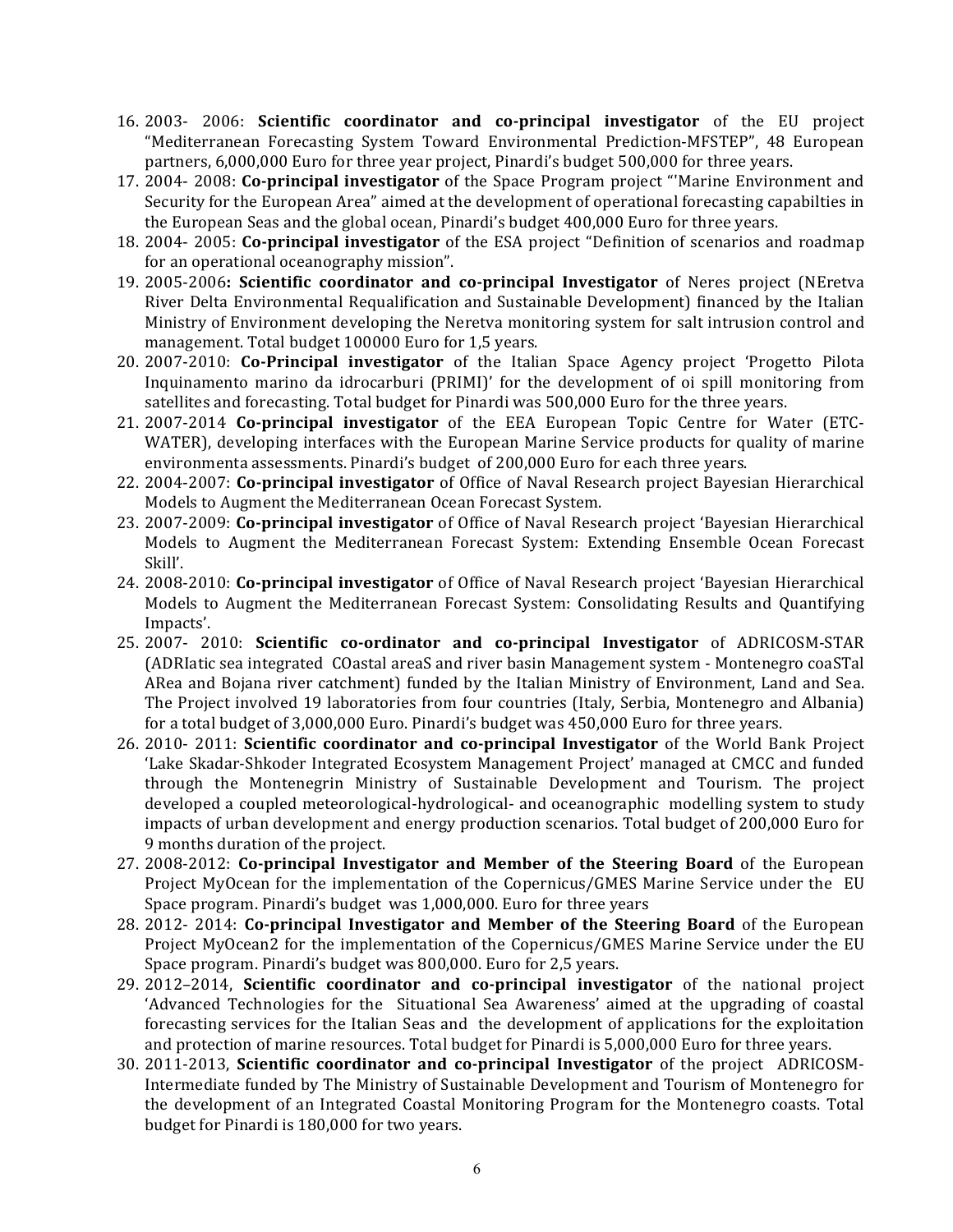16. 2003- 2006: **Scientific coordinator and co-principal investigator** of the EU project "Mediterranean Forecasting System Toward Environmental Prediction-MFSTEP", 48 European partners, 6,000,000 Euro for three year project, Pinardi's budget 500,000 for three years.
17. 2004- 2008: **Co-principal investigator** of the Space Program project "'Marine Environment and Security for the European Area" aimed at the development of operational forecasting capabilties in the European Seas and the global ocean, Pinardi's budget 400,000 Euro for three years.
18. 2004- 2005: **Co-principal investigator** of the ESA project "Definition of scenarios and roadmap for an operational oceanography mission".
19. 2005-2006**: Scientific coordinator and co-principal Investigator** of Neres project (NEretva River Delta Environmental Requalification and Sustainable Development) financed by the Italian Ministry of Environment developing the Neretva monitoring system for salt intrusion control and management. Total budget 100000 Euro for 1,5 years.
20. 2007-2010: **Co-Principal investigator** of the Italian Space Agency project 'Progetto Pilota Inquinamento marino da idrocarburi (PRIMI)' for the development of oi spill monitoring from satellites and forecasting. Total budget for Pinardi was 500,000 Euro for the three years.
21. 2007-2014 **Co-principal investigator** of the EEA European Topic Centre for Water (ETC-WATER), developing interfaces with the European Marine Service products for quality of marine environmenta assessments. Pinardi's budget of 200,000 Euro for each three years.
22. 2004-2007: **Co-principal investigator** of Office of Naval Research project Bayesian Hierarchical Models to Augment the Mediterranean Ocean Forecast System.
23. 2007-2009: **Co-principal investigator** of Office of Naval Research project 'Bayesian Hierarchical Models to Augment the Mediterranean Forecast System: Extending Ensemble Ocean Forecast Skill'.
24. 2008-2010: **Co-principal investigator** of Office of Naval Research project 'Bayesian Hierarchical Models to Augment the Mediterranean Forecast System: Consolidating Results and Quantifying Impacts'.
25. 2007- 2010: **Scientific co-ordinator and co-principal Investigator** of ADRICOSM-STAR (ADRIatic sea integrated COastal areaS and river basin Management system - Montenegro coaSTal ARea and Bojana river catchment) funded by the Italian Ministry of Environment, Land and Sea. The Project involved 19 laboratories from four countries (Italy, Serbia, Montenegro and Albania) for a total budget of 3,000,000 Euro. Pinardi's budget was 450,000 Euro for three years.
26. 2010- 2011: **Scientific coordinator and co-principal Investigator** of the World Bank Project 'Lake Skadar-Shkoder Integrated Ecosystem Management Project' managed at CMCC and funded through the Montenegrin Ministry of Sustainable Development and Tourism. The project developed a coupled meteorological-hydrological- and oceanographic modelling system to study impacts of urban development and energy production scenarios. Total budget of 200,000 Euro for 9 months duration of the project.
27. 2008-2012: **Co-principal Investigator and Member of the Steering Board** of the European Project MyOcean for the implementation of the Copernicus/GMES Marine Service under the EU Space program. Pinardi's budget was 1,000,000. Euro for three years
28. 2012- 2014: **Co-principal Investigator and Member of the Steering Board** of the European Project MyOcean2 for the implementation of the Copernicus/GMES Marine Service under the EU Space program. Pinardi's budget was 800,000. Euro for 2,5 years.
29. 2012–2014, **Scientific coordinator and co-principal investigator** of the national project 'Advanced Technologies for the Situational Sea Awareness' aimed at the upgrading of coastal forecasting services for the Italian Seas and the development of applications for the exploitation and protection of marine resources. Total budget for Pinardi is 5,000,000 Euro for three years.
30. 2011-2013, **Scientific coordinator and co-principal Investigator** of the project ADRICOSM-Intermediate funded by The Ministry of Sustainable Development and Tourism of Montenegro for the development of an Integrated Coastal Monitoring Program for the Montenegro coasts. Total budget for Pinardi is 180,000 for two years.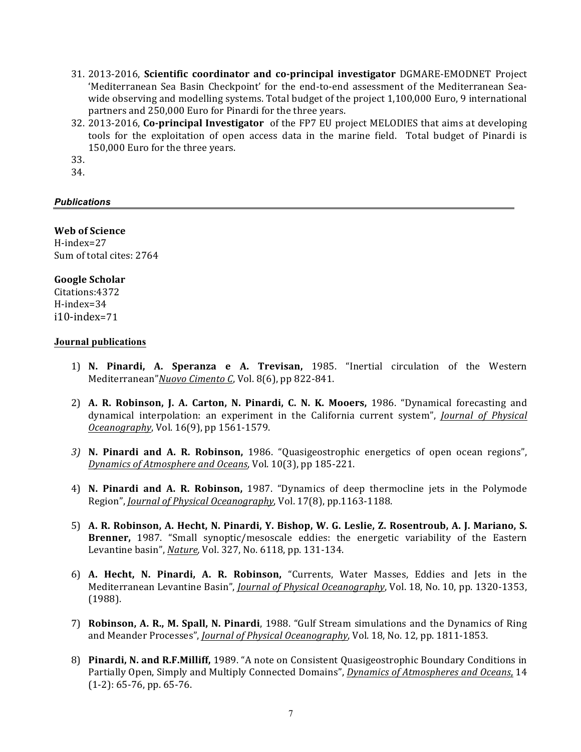31. 2013-2016, **Scientific coordinator and co-principal investigator** DGMARE-EMODNET Project 'Mediterranean Sea Basin Checkpoint' for the end-to-end assessment of the Mediterranean Sea-wide observing and modelling systems. Total budget of the project 1,100,000 Euro, 9 international partners and 250,000 Euro for Pinardi for the three years.
32. 2013-2016, **Co-principal Investigator** of the FP7 EU project MELODIES that aims at developing tools for the exploitation of open access data in the marine field. Total budget of Pinardi is 150,000 Euro for the three years.
33. 
34. 

### *Publications*

**Web of Science**
H-index=27
Sum of total cites: 2764

**Google Scholar**
Citations:4372
H-index=34
i10-index=71

**Journal publications**

1) **N. Pinardi, A. Speranza e A. Trevisan,** 1985. "Inertial circulation of the Western Mediterranean"*Nuovo Cimento C*, Vol. 8(6), pp 822-841.

2) **A. R. Robinson, J. A. Carton, N. Pinardi, C. N. K. Mooers,** 1986. "Dynamical forecasting and dynamical interpolation: an experiment in the California current system", *Journal of Physical Oceanography*, Vol. 16(9), pp 1561-1579.

3) **N. Pinardi and A. R. Robinson,** 1986. "Quasigeostrophic energetics of open ocean regions", *Dynamics of Atmosphere and Oceans*, Vol. 10(3), pp 185-221.

4) **N. Pinardi and A. R. Robinson,** 1987. "Dynamics of deep thermocline jets in the Polymode Region", *Journal of Physical Oceanography*, Vol. 17(8), pp.1163-1188.

5) **A. R. Robinson, A. Hecht, N. Pinardi, Y. Bishop, W. G. Leslie, Z. Rosentroub, A. J. Mariano, S. Brenner,** 1987. "Small synoptic/mesoscale eddies: the energetic variability of the Eastern Levantine basin", *Nature,* Vol. 327, No. 6118, pp. 131-134.

6) **A. Hecht, N. Pinardi, A. R. Robinson,** "Currents, Water Masses, Eddies and Jets in the Mediterranean Levantine Basin", *Journal of Physical Oceanography*, Vol. 18, No. 10, pp. 1320-1353, (1988).

7) **Robinson, A. R., M. Spall, N. Pinardi**, 1988. "Gulf Stream simulations and the Dynamics of Ring and Meander Processes", *Journal of Physical Oceanography*, Vol. 18, No. 12, pp. 1811-1853.

8) **Pinardi, N. and R.F.Milliff,** 1989. "A note on Consistent Quasigeostrophic Boundary Conditions in Partially Open, Simply and Multiply Connected Domains", *Dynamics of Atmospheres and Oceans*, 14 (1-2): 65-76, pp. 65-76.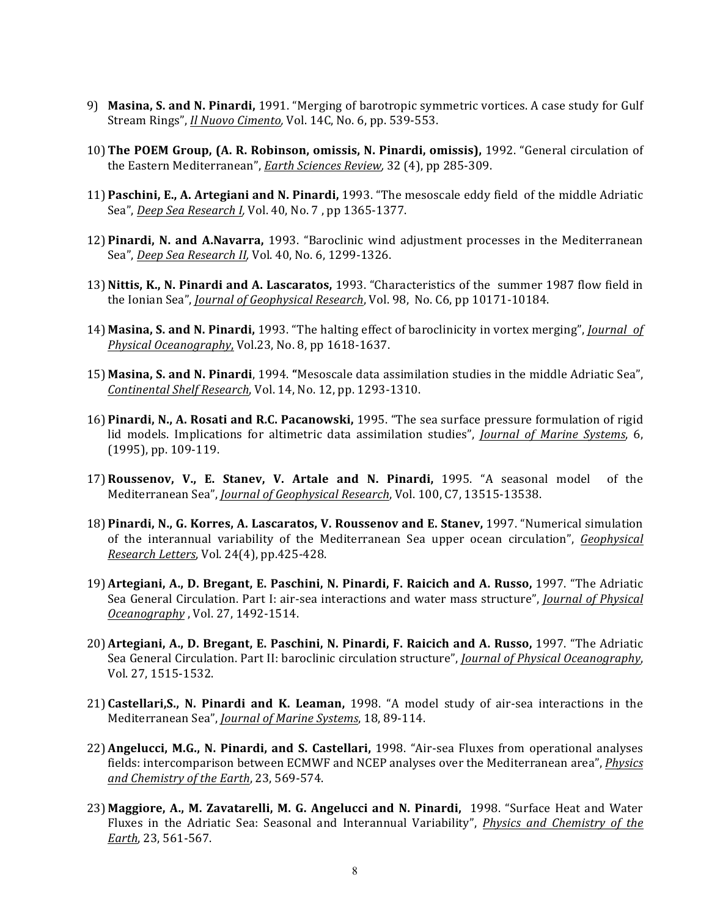9) **Masina, S. and N. Pinardi,** 1991. "Merging of barotropic symmetric vortices. A case study for Gulf Stream Rings", *Il Nuovo Cimento,* Vol. 14C, No. 6, pp. 539-553.

10) **The POEM Group, (A. R. Robinson, omissis, N. Pinardi, omissis),** 1992. "General circulation of the Eastern Mediterranean", *Earth Sciences Review,* 32 (4), pp 285-309.

11) **Paschini, E., A. Artegiani and N. Pinardi,** 1993. "The mesoscale eddy field of the middle Adriatic Sea", *Deep Sea Research I,* Vol. 40, No. 7 , pp 1365-1377.

12) **Pinardi, N. and A.Navarra,** 1993. "Baroclinic wind adjustment processes in the Mediterranean Sea", *Deep Sea Research II,* Vol. 40, No. 6, 1299-1326.

13) **Nittis, K., N. Pinardi and A. Lascaratos,** 1993. "Characteristics of the summer 1987 flow field in the Ionian Sea", *Journal of Geophysical Research*, Vol. 98, No. C6, pp 10171-10184.

14) **Masina, S. and N. Pinardi,** 1993. "The halting effect of baroclinicity in vortex merging", *Journal of Physical Oceanography*, Vol.23, No. 8, pp 1618-1637.

15) **Masina, S. and N. Pinardi**, 1994. **"**Mesoscale data assimilation studies in the middle Adriatic Sea", *Continental Shelf Research*, Vol. 14, No. 12, pp. 1293-1310.

16) **Pinardi, N., A. Rosati and R.C. Pacanowski,** 1995. "The sea surface pressure formulation of rigid lid models. Implications for altimetric data assimilation studies", *Journal of Marine Systems*, 6, (1995), pp. 109-119.

17) **Roussenov, V., E. Stanev, V. Artale and N. Pinardi,** 1995. "A seasonal model of the Mediterranean Sea", *Journal of Geophysical Research*, Vol. 100, C7, 13515-13538.

18) **Pinardi, N., G. Korres, A. Lascaratos, V. Roussenov and E. Stanev,** 1997. "Numerical simulation of the interannual variability of the Mediterranean Sea upper ocean circulation", *Geophysical Research Letters*, Vol. 24(4), pp.425-428.

19) **Artegiani, A., D. Bregant, E. Paschini, N. Pinardi, F. Raicich and A. Russo,** 1997. "The Adriatic Sea General Circulation. Part I: air-sea interactions and water mass structure", *Journal of Physical Oceanography* , Vol. 27, 1492-1514.

20) **Artegiani, A., D. Bregant, E. Paschini, N. Pinardi, F. Raicich and A. Russo,** 1997. "The Adriatic Sea General Circulation. Part II: baroclinic circulation structure", *Journal of Physical Oceanography*, Vol. 27, 1515-1532.

21) **Castellari,S., N. Pinardi and K. Leaman,** 1998. "A model study of air-sea interactions in the Mediterranean Sea", *Journal of Marine Systems*, 18, 89-114.

22) **Angelucci, M.G., N. Pinardi, and S. Castellari,** 1998. "Air-sea Fluxes from operational analyses fields: intercomparison between ECMWF and NCEP analyses over the Mediterranean area", *Physics and Chemistry of the Earth*, 23, 569-574.

23) **Maggiore, A., M. Zavatarelli, M. G. Angelucci and N. Pinardi,** 1998. "Surface Heat and Water Fluxes in the Adriatic Sea: Seasonal and Interannual Variability", *Physics and Chemistry of the Earth,* 23, 561-567.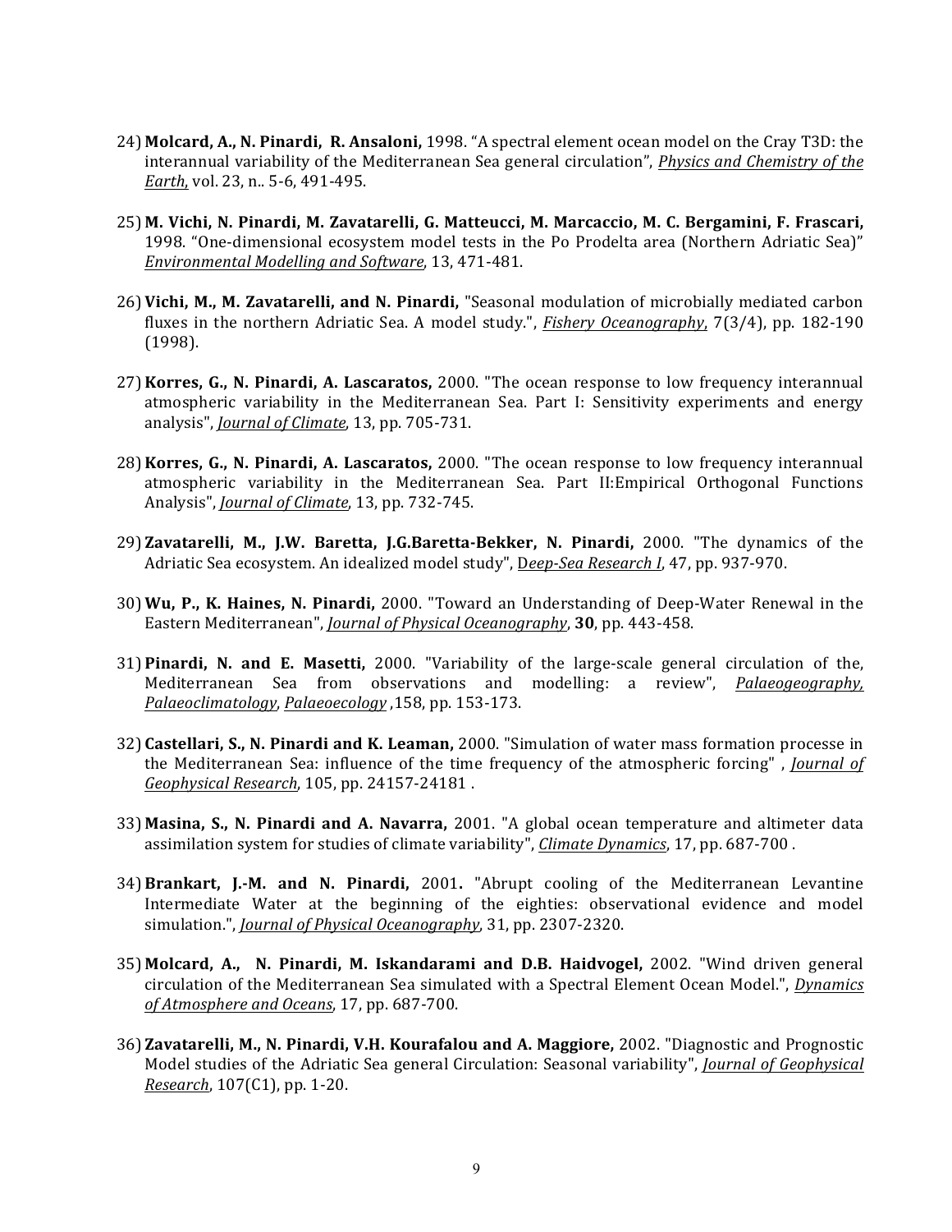24) **Molcard, A., N. Pinardi, R. Ansaloni,** 1998. "A spectral element ocean model on the Cray T3D: the interannual variability of the Mediterranean Sea general circulation", *Physics and Chemistry of the Earth*, vol. 23, n.. 5-6, 491-495.

25) **M. Vichi, N. Pinardi, M. Zavatarelli, G. Matteucci, M. Marcaccio, M. C. Bergamini, F. Frascari,** 1998. "One-dimensional ecosystem model tests in the Po Prodelta area (Northern Adriatic Sea)" *Environmental Modelling and Software*, 13, 471-481.

26) **Vichi, M., M. Zavatarelli, and N. Pinardi,** "Seasonal modulation of microbially mediated carbon fluxes in the northern Adriatic Sea. A model study.", *Fishery Oceanography*, 7(3/4), pp. 182-190 (1998).

27) **Korres, G., N. Pinardi, A. Lascaratos,** 2000. "The ocean response to low frequency interannual atmospheric variability in the Mediterranean Sea. Part I: Sensitivity experiments and energy analysis", *Journal of Climate*, 13, pp. 705-731.

28) **Korres, G., N. Pinardi, A. Lascaratos,** 2000. "The ocean response to low frequency interannual atmospheric variability in the Mediterranean Sea. Part II:Empirical Orthogonal Functions Analysis", *Journal of Climate*, 13, pp. 732-745.

29) **Zavatarelli, M., J.W. Baretta, J.G.Baretta-Bekker, N. Pinardi,** 2000. "The dynamics of the Adriatic Sea ecosystem. An idealized model study", *Deep-Sea Research I*, 47, pp. 937-970.

30) **Wu, P., K. Haines, N. Pinardi,** 2000. "Toward an Understanding of Deep-Water Renewal in the Eastern Mediterranean", *Journal of Physical Oceanography*, **30**, pp. 443-458.

31) **Pinardi, N. and E. Masetti,** 2000. "Variability of the large-scale general circulation of the, Mediterranean Sea from observations and modelling: a review", *Palaeogeography, Palaeoclimatology, Palaeoecology* ,158, pp. 153-173.

32) **Castellari, S., N. Pinardi and K. Leaman,** 2000. "Simulation of water mass formation processe in the Mediterranean Sea: influence of the time frequency of the atmospheric forcing" , *Journal of Geophysical Research*, 105, pp. 24157-24181 .

33) **Masina, S., N. Pinardi and A. Navarra,** 2001. "A global ocean temperature and altimeter data assimilation system for studies of climate variability", *Climate Dynamics*, 17, pp. 687-700 .

34) **Brankart, J.-M. and N. Pinardi,** 2001**.** "Abrupt cooling of the Mediterranean Levantine Intermediate Water at the beginning of the eighties: observational evidence and model simulation.", *Journal of Physical Oceanography*, 31, pp. 2307-2320.

35) **Molcard, A., N. Pinardi, M. Iskandarami and D.B. Haidvogel,** 2002. "Wind driven general circulation of the Mediterranean Sea simulated with a Spectral Element Ocean Model.", *Dynamics of Atmosphere and Oceans*, 17, pp. 687-700.

36) **Zavatarelli, M., N. Pinardi, V.H. Kourafalou and A. Maggiore,** 2002. "Diagnostic and Prognostic Model studies of the Adriatic Sea general Circulation: Seasonal variability", *Journal of Geophysical Research*, 107(C1), pp. 1-20.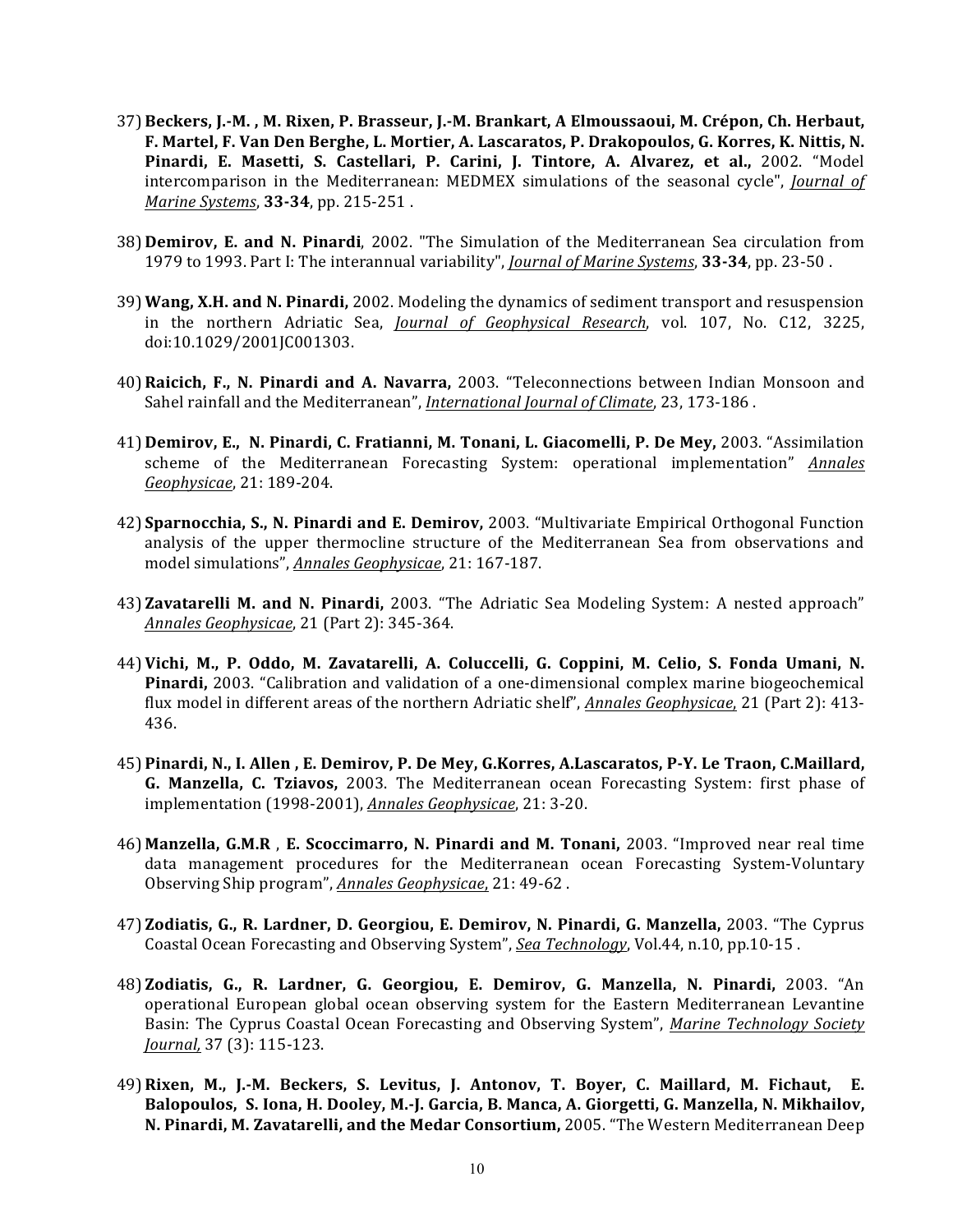37) **Beckers, J.-M. , M. Rixen, P. Brasseur, J.-M. Brankart, A Elmoussaoui, M. Crépon, Ch. Herbaut, F. Martel, F. Van Den Berghe, L. Mortier, A. Lascaratos, P. Drakopoulos, G. Korres, K. Nittis, N. Pinardi, E. Masetti, S. Castellari, P. Carini, J. Tintore, A. Alvarez, et al.,** 2002. "Model intercomparison in the Mediterranean: MEDMEX simulations of the seasonal cycle", *Journal of Marine Systems*, **33-34**, pp. 215-251 .

38) **Demirov, E. and N. Pinardi**, 2002. "The Simulation of the Mediterranean Sea circulation from 1979 to 1993. Part I: The interannual variability", *Journal of Marine Systems*, **33-34**, pp. 23-50 .

39) **Wang, X.H. and N. Pinardi,** 2002. Modeling the dynamics of sediment transport and resuspension in the northern Adriatic Sea, *Journal of Geophysical Research*, vol. 107, No. C12, 3225, doi:10.1029/2001JC001303.

40) **Raicich, F., N. Pinardi and A. Navarra,** 2003. "Teleconnections between Indian Monsoon and Sahel rainfall and the Mediterranean", *International Journal of Climate*, 23, 173-186 .

41) **Demirov, E., N. Pinardi, C. Fratianni, M. Tonani, L. Giacomelli, P. De Mey,** 2003. "Assimilation scheme of the Mediterranean Forecasting System: operational implementation" *Annales Geophysicae*, 21: 189-204.

42) **Sparnocchia, S., N. Pinardi and E. Demirov,** 2003. "Multivariate Empirical Orthogonal Function analysis of the upper thermocline structure of the Mediterranean Sea from observations and model simulations", *Annales Geophysicae*, 21: 167-187.

43) **Zavatarelli M. and N. Pinardi,** 2003. "The Adriatic Sea Modeling System: A nested approach" *Annales Geophysicae*, 21 (Part 2): 345-364.

44) **Vichi, M., P. Oddo, M. Zavatarelli, A. Coluccelli, G. Coppini, M. Celio, S. Fonda Umani, N. Pinardi,** 2003. "Calibration and validation of a one-dimensional complex marine biogeochemical flux model in different areas of the northern Adriatic shelf", *Annales Geophysicae*, 21 (Part 2): 413-436.

45) **Pinardi, N., I. Allen , E. Demirov, P. De Mey, G.Korres, A.Lascaratos, P-Y. Le Traon, C.Maillard, G. Manzella, C. Tziavos,** 2003. The Mediterranean ocean Forecasting System: first phase of implementation (1998-2001), *Annales Geophysicae*, 21: 3-20.

46) **Manzella, G.M.R** , **E. Scoccimarro, N. Pinardi and M. Tonani,** 2003. "Improved near real time data management procedures for the Mediterranean ocean Forecasting System-Voluntary Observing Ship program", *Annales Geophysicae*, 21: 49-62 .

47) **Zodiatis, G., R. Lardner, D. Georgiou, E. Demirov, N. Pinardi, G. Manzella,** 2003. "The Cyprus Coastal Ocean Forecasting and Observing System", *Sea Technology*, Vol.44, n.10, pp.10-15 .

48) **Zodiatis, G., R. Lardner, G. Georgiou, E. Demirov, G. Manzella, N. Pinardi,** 2003. "An operational European global ocean observing system for the Eastern Mediterranean Levantine Basin: The Cyprus Coastal Ocean Forecasting and Observing System", *Marine Technology Society Journal,* 37 (3): 115-123.

49) **Rixen, M., J.-M. Beckers, S. Levitus, J. Antonov, T. Boyer, C. Maillard, M. Fichaut, E. Balopoulos, S. Iona, H. Dooley, M.-J. Garcia, B. Manca, A. Giorgetti, G. Manzella, N. Mikhailov, N. Pinardi, M. Zavatarelli, and the Medar Consortium,** 2005. "The Western Mediterranean Deep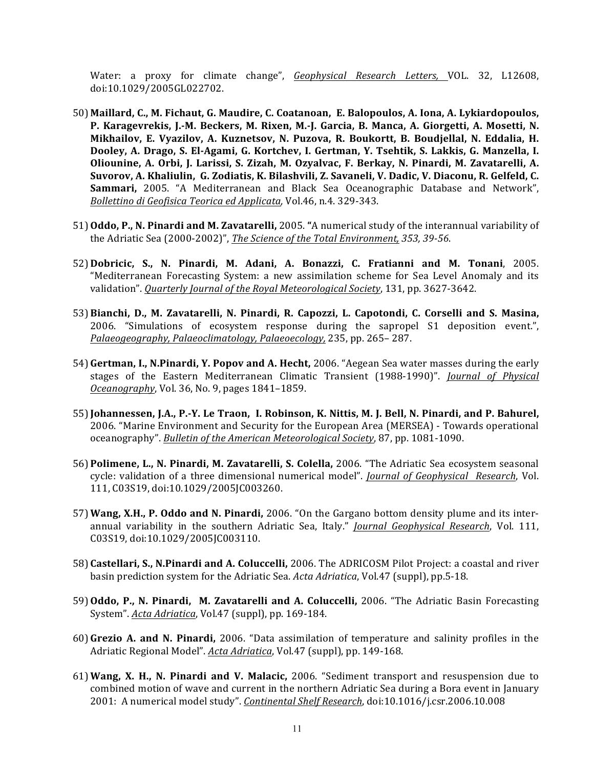Water: a proxy for climate change", _Geophysical Research Letters,_ VOL. 32, L12608, doi:10.1029/2005GL022702.

50) **Maillard, C., M. Fichaut, G. Maudire, C. Coatanoan, E. Balopoulos, A. Iona, A. Lykiardopoulos, P. Karagevrekis, J.-M. Beckers, M. Rixen, M.-J. Garcia, B. Manca, A. Giorgetti, A. Mosetti, N. Mikhailov, E. Vyazilov, A. Kuznetsov, N. Puzova, R. Boukortt, B. Boudjellal, N. Eddalia, H. Dooley, A. Drago, S. El-Agami, G. Kortchev, I. Gertman, Y. Tsehtik, S. Lakkis, G. Manzella, I. Oliounine, A. Orbi, J. Larissi, S. Zizah, M. Ozyalvac, F. Berkay, N. Pinardi, M. Zavatarelli, A. Suvorov, A. Khaliulin, G. Zodiatis, K. Bilashvili, Z. Savaneli, V. Dadic, V. Diaconu, R. Gelfeld, C. Sammari,** 2005. "A Mediterranean and Black Sea Oceanographic Database and Network", _Bollettino di Geofisica Teorica ed Applicata,_ Vol.46, n.4. 329-343.

51) **Oddo, P., N. Pinardi and M. Zavatarelli,** 2005. **"**A numerical study of the interannual variability of the Adriatic Sea (2000-2002)", _The Science of the Total Environment, 353, 39-56_.

52) **Dobricic, S., N. Pinardi, M. Adani, A. Bonazzi, C. Fratianni and M. Tonani**, 2005. "Mediterranean Forecasting System: a new assimilation scheme for Sea Level Anomaly and its validation". _Quarterly Journal of the Royal Meteorological Society_, 131, pp. 3627-3642.

53) **Bianchi, D., M. Zavatarelli, N. Pinardi, R. Capozzi, L. Capotondi, C. Corselli and S. Masina,** 2006. "Simulations of ecosystem response during the sapropel S1 deposition event.", _Palaeogeography, Palaeoclimatology, Palaeoecology,_ 235, pp. 265– 287.

54) **Gertman, I., N.Pinardi, Y. Popov and A. Hecht,** 2006. "Aegean Sea water masses during the early stages of the Eastern Mediterranean Climatic Transient (1988-1990)". _Journal of Physical Oceanography_, Vol. 36, No. 9, pages 1841–1859.

55) **Johannessen, J.A., P.-Y. Le Traon, I. Robinson, K. Nittis, M. J. Bell, N. Pinardi, and P. Bahurel,** 2006. "Marine Environment and Security for the European Area (MERSEA) - Towards operational oceanography". _Bulletin of the American Meteorological Society_, 87, pp. 1081-1090.

56) **Polimene, L., N. Pinardi, M. Zavatarelli, S. Colella,** 2006. "The Adriatic Sea ecosystem seasonal cycle: validation of a three dimensional numerical model". _Journal of Geophysical Research_, Vol. 111, C03S19, doi:10.1029/2005JC003260.

57) **Wang, X.H., P. Oddo and N. Pinardi,** 2006. "On the Gargano bottom density plume and its inter-annual variability in the southern Adriatic Sea, Italy." _Journal Geophysical Research_, Vol. 111, C03S19, doi:10.1029/2005JC003110.

58) **Castellari, S., N.Pinardi and A. Coluccelli,** 2006. The ADRICOSM Pilot Project: a coastal and river basin prediction system for the Adriatic Sea. _Acta Adriatica_, Vol.47 (suppl), pp.5-18.

59) **Oddo, P., N. Pinardi, M. Zavatarelli and A. Coluccelli,** 2006. "The Adriatic Basin Forecasting System". _Acta Adriatica_, Vol.47 (suppl), pp. 169-184.

60) **Grezio A. and N. Pinardi,** 2006. "Data assimilation of temperature and salinity profiles in the Adriatic Regional Model". _Acta Adriatica_, Vol.47 (suppl), pp. 149-168.

61) **Wang, X. H., N. Pinardi and V. Malacic,** 2006. "Sediment transport and resuspension due to combined motion of wave and current in the northern Adriatic Sea during a Bora event in January 2001: A numerical model study". _Continental Shelf Research_, doi:10.1016/j.csr.2006.10.008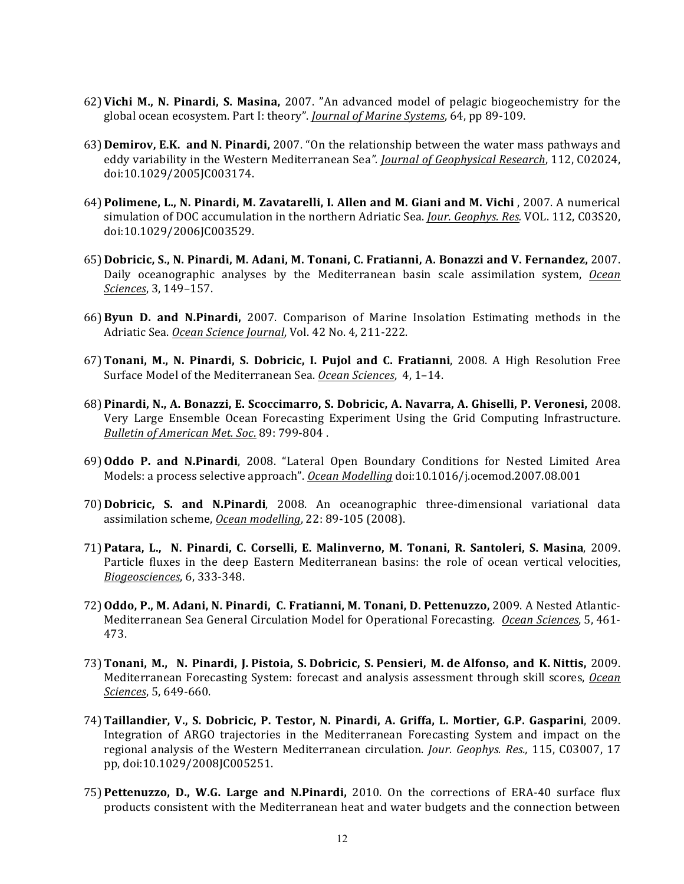62) **Vichi M., N. Pinardi, S. Masina,** 2007. "An advanced model of pelagic biogeochemistry for the global ocean ecosystem. Part I: theory". ***Journal of Marine Systems***, 64, pp 89-109.

63) **Demirov, E.K. and N. Pinardi,** 2007. "On the relationship between the water mass pathways and eddy variability in the Western Mediterranean Sea*". **Journal of Geophysical Research***, 112, C02024, doi:10.1029/2005JC003174.

64) **Polimene, L., N. Pinardi, M. Zavatarelli, I. Allen and M. Giani and M. Vichi** , 2007. A numerical simulation of DOC accumulation in the northern Adriatic Sea. ***Jour. Geophys. Res.*** VOL. 112, C03S20, doi:10.1029/2006JC003529.

65) **Dobricic, S., N. Pinardi, M. Adani, M. Tonani, C. Fratianni, A. Bonazzi and V. Fernandez,** 2007. Daily oceanographic analyses by the Mediterranean basin scale assimilation system, ***Ocean Sciences***, 3, 149–157.

66) **Byun D. and N.Pinardi,** 2007. Comparison of Marine Insolation Estimating methods in the Adriatic Sea. ***Ocean Science Journal***, Vol. 42 No. 4, 211-222.

67) **Tonani, M., N. Pinardi, S. Dobricic, I. Pujol and C. Fratianni**, 2008. A High Resolution Free Surface Model of the Mediterranean Sea. ***Ocean Sciences***, 4, 1–14.

68) **Pinardi, N., A. Bonazzi, E. Scoccimarro, S. Dobricic, A. Navarra, A. Ghiselli, P. Veronesi,** 2008. Very Large Ensemble Ocean Forecasting Experiment Using the Grid Computing Infrastructure. ***Bulletin of American Met. Soc.*** 89: 799-804 .

69) **Oddo P. and N.Pinardi**, 2008. "Lateral Open Boundary Conditions for Nested Limited Area Models: a process selective approach". ***Ocean Modelling*** doi:10.1016/j.ocemod.2007.08.001

70) **Dobricic, S. and N.Pinardi**, 2008. An oceanographic three-dimensional variational data assimilation scheme, ***Ocean modelling***, 22: 89-105 (2008).

71) **Patara, L., N. Pinardi, C. Corselli, E. Malinverno, M. Tonani, R. Santoleri, S. Masina**, 2009. Particle fluxes in the deep Eastern Mediterranean basins: the role of ocean vertical velocities, ***Biogeosciences***, 6, 333-348.

72) **Oddo, P., M. Adani, N. Pinardi, C. Fratianni, M. Tonani, D. Pettenuzzo,** 2009. A Nested Atlantic-Mediterranean Sea General Circulation Model for Operational Forecasting. ***Ocean Sciences***, 5, 461-473.

73) **Tonani, M., N. Pinardi, J. Pistoia, S. Dobricic, S. Pensieri, M. de Alfonso, and K. Nittis,** 2009. Mediterranean Forecasting System: forecast and analysis assessment through skill scores, ***Ocean Sciences***, 5, 649-660.

74) **Taillandier, V., S. Dobricic, P. Testor, N. Pinardi, A. Griffa, L. Mortier, G.P. Gasparini**, 2009. Integration of ARGO trajectories in the Mediterranean Forecasting System and impact on the regional analysis of the Western Mediterranean circulation. *Jour. Geophys. Res.,* 115, C03007, 17 pp, doi:10.1029/2008JC005251.

75) **Pettenuzzo, D., W.G. Large and N.Pinardi,** 2010. On the corrections of ERA-40 surface flux products consistent with the Mediterranean heat and water budgets and the connection between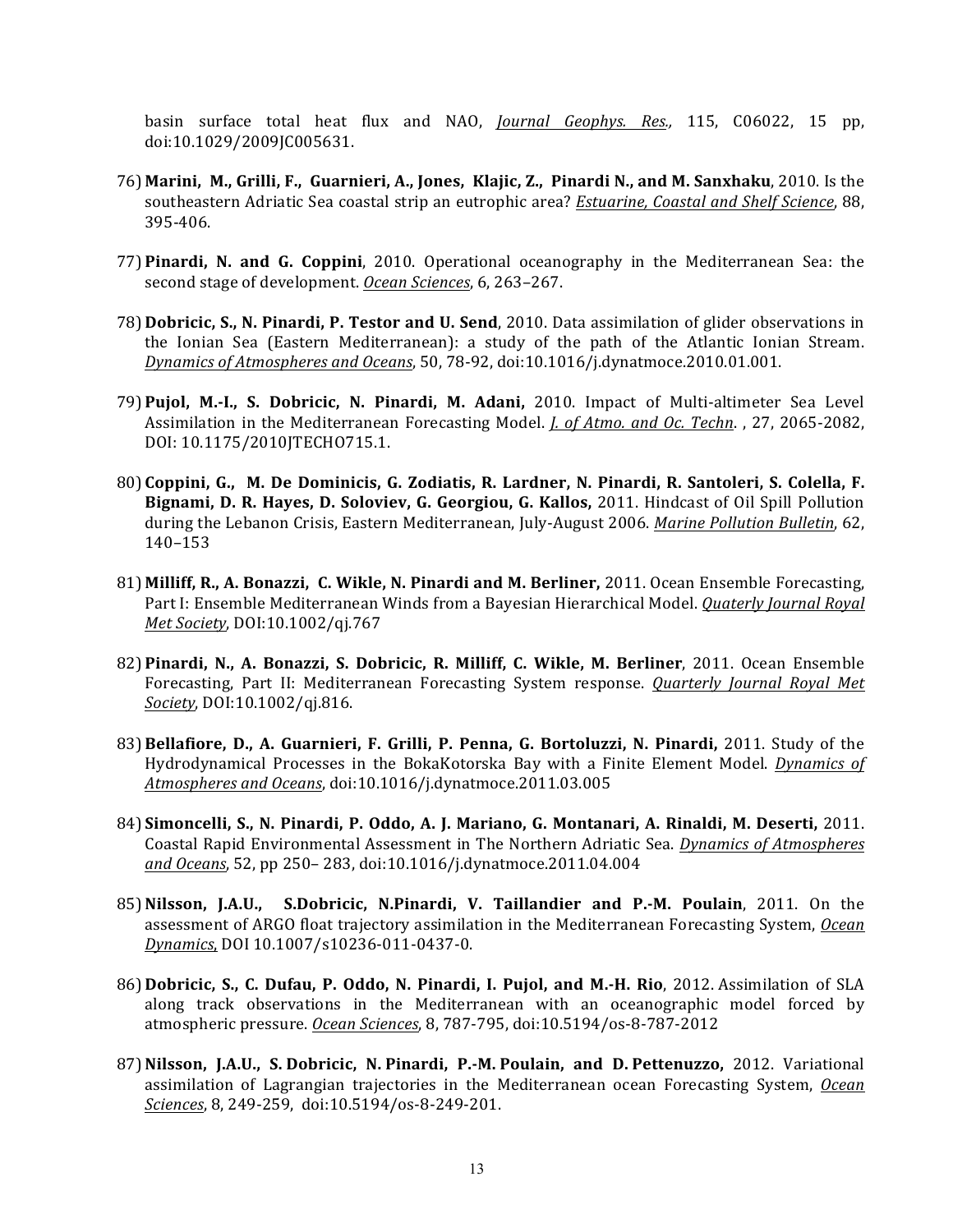basin surface total heat flux and NAO, *Journal Geophys. Res.*, 115, C06022, 15 pp, doi:10.1029/2009JC005631.

76) **Marini, M., Grilli, F., Guarnieri, A., Jones, Klajic, Z., Pinardi N., and M. Sanxhaku**, 2010. Is the southeastern Adriatic Sea coastal strip an eutrophic area? *Estuarine, Coastal and Shelf Science*, 88, 395-406.

77) **Pinardi, N. and G. Coppini**, 2010. Operational oceanography in the Mediterranean Sea: the second stage of development. *Ocean Sciences*, 6, 263–267.

78) **Dobricic, S., N. Pinardi, P. Testor and U. Send**, 2010. Data assimilation of glider observations in the Ionian Sea (Eastern Mediterranean): a study of the path of the Atlantic Ionian Stream. *Dynamics of Atmospheres and Oceans*, 50, 78-92, doi:10.1016/j.dynatmoce.2010.01.001.

79) **Pujol, M.-I., S. Dobricic, N. Pinardi, M. Adani,** 2010. Impact of Multi-altimeter Sea Level Assimilation in the Mediterranean Forecasting Model. *J. of Atmo. and Oc. Techn*. , 27, 2065-2082, DOI: 10.1175/2010JTECHO715.1.

80) **Coppini, G., M. De Dominicis, G. Zodiatis, R. Lardner, N. Pinardi, R. Santoleri, S. Colella, F. Bignami, D. R. Hayes, D. Soloviev, G. Georgiou, G. Kallos,** 2011. Hindcast of Oil Spill Pollution during the Lebanon Crisis, Eastern Mediterranean, July-August 2006. *Marine Pollution Bulletin*, 62, 140–153

81) **Milliff, R., A. Bonazzi, C. Wikle, N. Pinardi and M. Berliner,** 2011. Ocean Ensemble Forecasting, Part I: Ensemble Mediterranean Winds from a Bayesian Hierarchical Model. *Quaterly Journal Royal Met Society*, DOI:10.1002/qj.767

82) **Pinardi, N., A. Bonazzi, S. Dobricic, R. Milliff, C. Wikle, M. Berliner**, 2011. Ocean Ensemble Forecasting, Part II: Mediterranean Forecasting System response. *Quarterly Journal Royal Met Society*, DOI:10.1002/qj.816.

83) **Bellafiore, D., A. Guarnieri, F. Grilli, P. Penna, G. Bortoluzzi, N. Pinardi,** 2011. Study of the Hydrodynamical Processes in the BokaKotorska Bay with a Finite Element Model. *Dynamics of Atmospheres and Oceans*, doi:10.1016/j.dynatmoce.2011.03.005

84) **Simoncelli, S., N. Pinardi, P. Oddo, A. J. Mariano, G. Montanari, A. Rinaldi, M. Deserti,** 2011. Coastal Rapid Environmental Assessment in The Northern Adriatic Sea. *Dynamics of Atmospheres and Oceans*, 52, pp 250– 283, doi:10.1016/j.dynatmoce.2011.04.004

85) **Nilsson, J.A.U., S.Dobricic, N.Pinardi, V. Taillandier and P.-M. Poulain**, 2011. On the assessment of ARGO float trajectory assimilation in the Mediterranean Forecasting System, *Ocean Dynamics*, DOI 10.1007/s10236-011-0437-0.

86) **Dobricic, S., C. Dufau, P. Oddo, N. Pinardi, I. Pujol, and M.-H. Rio**, 2012. Assimilation of SLA along track observations in the Mediterranean with an oceanographic model forced by atmospheric pressure. *Ocean Sciences*, 8, 787-795, doi:10.5194/os-8-787-2012

87) **Nilsson, J.A.U., S. Dobricic, N. Pinardi, P.-M. Poulain, and D. Pettenuzzo,** 2012. Variational assimilation of Lagrangian trajectories in the Mediterranean ocean Forecasting System, *Ocean Sciences*, 8, 249-259, doi:10.5194/os-8-249-201.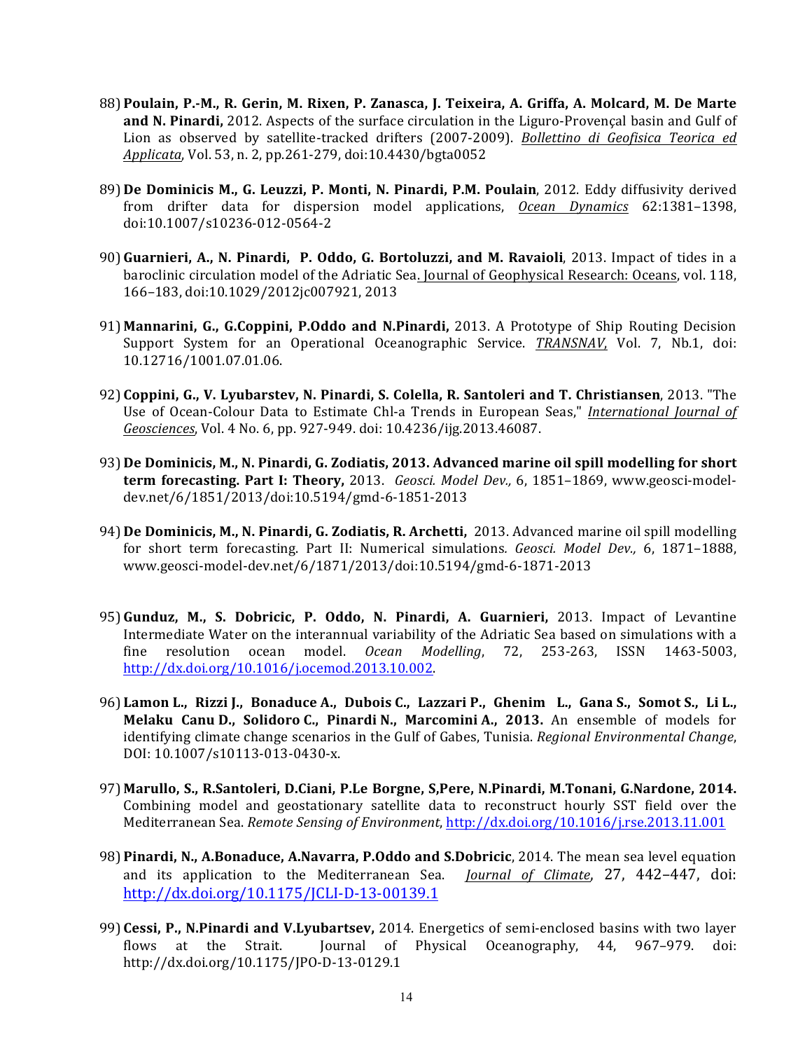88) **Poulain, P.-M., R. Gerin, M. Rixen, P. Zanasca, J. Teixeira, A. Griffa, A. Molcard, M. De Marte and N. Pinardi,** 2012. Aspects of the surface circulation in the Liguro-Provençal basin and Gulf of Lion as observed by satellite-tracked drifters (2007-2009). *Bollettino di Geofisica Teorica ed Applicata*, Vol. 53, n. 2, pp.261-279, doi:10.4430/bgta0052

89) **De Dominicis M., G. Leuzzi, P. Monti, N. Pinardi, P.M. Poulain**, 2012. Eddy diffusivity derived from drifter data for dispersion model applications, *Ocean Dynamics* 62:1381–1398, doi:10.1007/s10236-012-0564-2

90) **Guarnieri, A., N. Pinardi, P. Oddo, G. Bortoluzzi, and M. Ravaioli**, 2013. Impact of tides in a baroclinic circulation model of the Adriatic Sea. Journal of Geophysical Research: Oceans, vol. 118, 166–183, doi:10.1029/2012jc007921, 2013

91) **Mannarini, G., G.Coppini, P.Oddo and N.Pinardi,** 2013. A Prototype of Ship Routing Decision Support System for an Operational Oceanographic Service. *TRANSNAV*, Vol. 7, Nb.1, doi: 10.12716/1001.07.01.06.

92) **Coppini, G., V. Lyubarstev, N. Pinardi, S. Colella, R. Santoleri and T. Christiansen**, 2013. "The Use of Ocean-Colour Data to Estimate Chl-a Trends in European Seas," *International Journal of Geosciences*, Vol. 4 No. 6, pp. 927-949. doi: 10.4236/ijg.2013.46087.

93) **De Dominicis, M., N. Pinardi, G. Zodiatis, 2013. Advanced marine oil spill modelling for short term forecasting. Part I: Theory,** 2013. *Geosci. Model Dev.,* 6, 1851–1869, www.geosci-model-dev.net/6/1851/2013/doi:10.5194/gmd-6-1851-2013

94) **De Dominicis, M., N. Pinardi, G. Zodiatis, R. Archetti,** 2013. Advanced marine oil spill modelling for short term forecasting. Part II: Numerical simulations. *Geosci. Model Dev.,* 6, 1871–1888, www.geosci-model-dev.net/6/1871/2013/doi:10.5194/gmd-6-1871-2013

95) **Gunduz, M., S. Dobricic, P. Oddo, N. Pinardi, A. Guarnieri,** 2013. Impact of Levantine Intermediate Water on the interannual variability of the Adriatic Sea based on simulations with a fine resolution ocean model. *Ocean Modelling*, 72, 253-263, ISSN 1463-5003, http://dx.doi.org/10.1016/j.ocemod.2013.10.002.

96) **Lamon L., Rizzi J., Bonaduce A., Dubois C., Lazzari P., Ghenim L., Gana S., Somot S., Li L., Melaku Canu D., Solidoro C., Pinardi N., Marcomini A., 2013.** An ensemble of models for identifying climate change scenarios in the Gulf of Gabes, Tunisia. *Regional Environmental Change*, DOI: 10.1007/s10113-013-0430-x.

97) **Marullo, S., R.Santoleri, D.Ciani, P.Le Borgne, S,Pere, N.Pinardi, M.Tonani, G.Nardone, 2014.** Combining model and geostationary satellite data to reconstruct hourly SST field over the Mediterranean Sea. *Remote Sensing of Environment*, http://dx.doi.org/10.1016/j.rse.2013.11.001

98) **Pinardi, N., A.Bonaduce, A.Navarra, P.Oddo and S.Dobricic**, 2014. The mean sea level equation and its application to the Mediterranean Sea. *Journal of Climate*, 27, 442–447, doi: http://dx.doi.org/10.1175/JCLI-D-13-00139.1

99) **Cessi, P., N.Pinardi and V.Lyubartsev,** 2014. Energetics of semi-enclosed basins with two layer flows at the Strait. Journal of Physical Oceanography, 44, 967–979. doi: http://dx.doi.org/10.1175/JPO-D-13-0129.1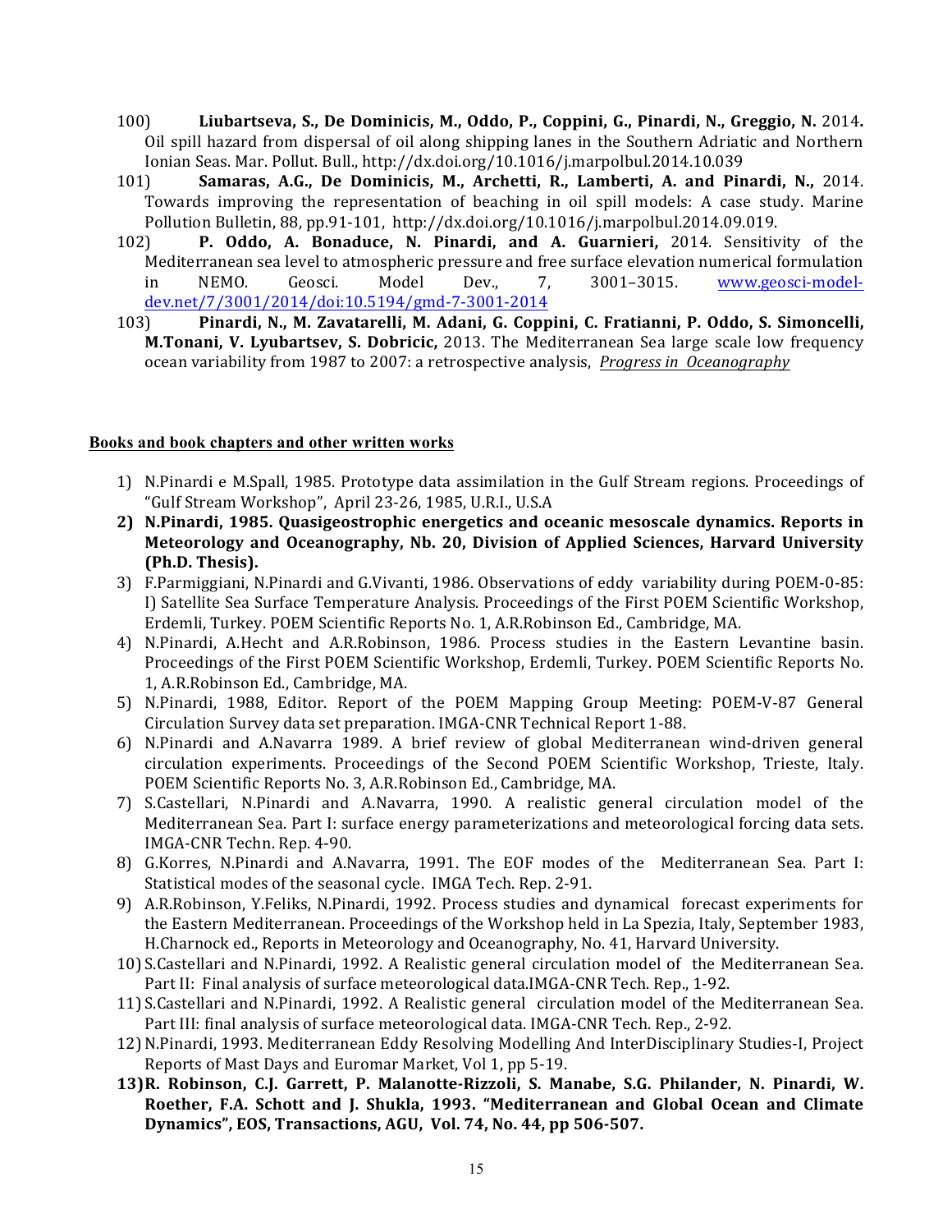100) **Liubartseva, S., De Dominicis, M., Oddo, P., Coppini, G., Pinardi, N., Greggio, N.** 2014**.** Oil spill hazard from dispersal of oil along shipping lanes in the Southern Adriatic and Northern Ionian Seas. Mar. Pollut. Bull., http://dx.doi.org/10.1016/j.marpolbul.2014.10.039

101) **Samaras, A.G., De Dominicis, M., Archetti, R., Lamberti, A. and Pinardi, N.,** 2014. Towards improving the representation of beaching in oil spill models: A case study. Marine Pollution Bulletin, 88, pp.91-101, http://dx.doi.org/10.1016/j.marpolbul.2014.09.019.

102) **P. Oddo, A. Bonaduce, N. Pinardi, and A. Guarnieri,** 2014. Sensitivity of the Mediterranean sea level to atmospheric pressure and free surface elevation numerical formulation in NEMO. Geosci. Model Dev., 7, 3001–3015. www.geosci-model-dev.net/7/3001/2014/doi:10.5194/gmd-7-3001-2014

103) **Pinardi, N., M. Zavatarelli, M. Adani, G. Coppini, C. Fratianni, P. Oddo, S. Simoncelli, M.Tonani, V. Lyubartsev, S. Dobricic,** 2013. The Mediterranean Sea large scale low frequency ocean variability from 1987 to 2007: a retrospective analysis, *Progress in Oceanography*

## Books and book chapters and other written works

1) N.Pinardi e M.Spall, 1985. Prototype data assimilation in the Gulf Stream regions. Proceedings of "Gulf Stream Workshop", April 23-26, 1985, U.R.I., U.S.A
2) **N.Pinardi, 1985. Quasigeostrophic energetics and oceanic mesoscale dynamics. Reports in Meteorology and Oceanography, Nb. 20, Division of Applied Sciences, Harvard University (Ph.D. Thesis).**
3) F.Parmiggiani, N.Pinardi and G.Vivanti, 1986. Observations of eddy variability during POEM-0-85: I) Satellite Sea Surface Temperature Analysis. Proceedings of the First POEM Scientific Workshop, Erdemli, Turkey. POEM Scientific Reports No. 1, A.R.Robinson Ed., Cambridge, MA.
4) N.Pinardi, A.Hecht and A.R.Robinson, 1986. Process studies in the Eastern Levantine basin. Proceedings of the First POEM Scientific Workshop, Erdemli, Turkey. POEM Scientific Reports No. 1, A.R.Robinson Ed., Cambridge, MA.
5) N.Pinardi, 1988, Editor. Report of the POEM Mapping Group Meeting: POEM-V-87 General Circulation Survey data set preparation. IMGA-CNR Technical Report 1-88.
6) N.Pinardi and A.Navarra 1989. A brief review of global Mediterranean wind-driven general circulation experiments. Proceedings of the Second POEM Scientific Workshop, Trieste, Italy. POEM Scientific Reports No. 3, A.R.Robinson Ed., Cambridge, MA.
7) S.Castellari, N.Pinardi and A.Navarra, 1990. A realistic general circulation model of the Mediterranean Sea. Part I: surface energy parameterizations and meteorological forcing data sets. IMGA-CNR Techn. Rep. 4-90.
8) G.Korres, N.Pinardi and A.Navarra, 1991. The EOF modes of the Mediterranean Sea. Part I: Statistical modes of the seasonal cycle. IMGA Tech. Rep. 2-91.
9) A.R.Robinson, Y.Feliks, N.Pinardi, 1992. Process studies and dynamical forecast experiments for the Eastern Mediterranean. Proceedings of the Workshop held in La Spezia, Italy, September 1983, H.Charnock ed., Reports in Meteorology and Oceanography, No. 41, Harvard University.
10) S.Castellari and N.Pinardi, 1992. A Realistic general circulation model of the Mediterranean Sea. Part II: Final analysis of surface meteorological data.IMGA-CNR Tech. Rep., 1-92.
11) S.Castellari and N.Pinardi, 1992. A Realistic general circulation model of the Mediterranean Sea. Part III: final analysis of surface meteorological data. IMGA-CNR Tech. Rep., 2-92.
12) N.Pinardi, 1993. Mediterranean Eddy Resolving Modelling And InterDisciplinary Studies-I, Project Reports of Mast Days and Euromar Market, Vol 1, pp 5-19.
13) **R. Robinson, C.J. Garrett, P. Malanotte-Rizzoli, S. Manabe, S.G. Philander, N. Pinardi, W. Roether, F.A. Schott and J. Shukla, 1993. "Mediterranean and Global Ocean and Climate Dynamics", EOS, Transactions, AGU, Vol. 74, No. 44, pp 506-507.**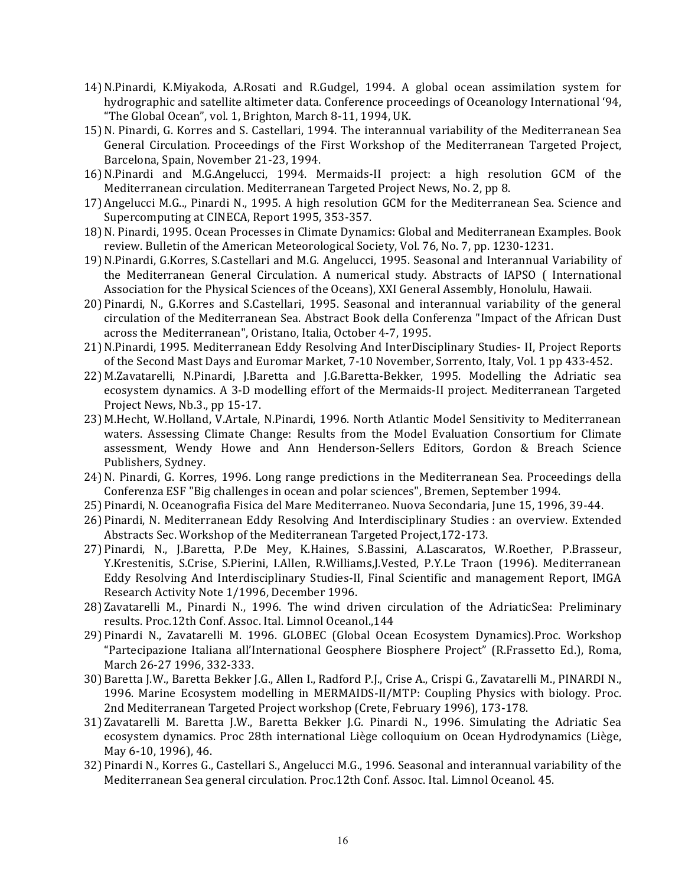14) N.Pinardi, K.Miyakoda, A.Rosati and R.Gudgel, 1994. A global ocean assimilation system for hydrographic and satellite altimeter data. Conference proceedings of Oceanology International '94, "The Global Ocean", vol. 1, Brighton, March 8-11, 1994, UK.
15) N. Pinardi, G. Korres and S. Castellari, 1994. The interannual variability of the Mediterranean Sea General Circulation. Proceedings of the First Workshop of the Mediterranean Targeted Project, Barcelona, Spain, November 21-23, 1994.
16) N.Pinardi and M.G.Angelucci, 1994. Mermaids-II project: a high resolution GCM of the Mediterranean circulation. Mediterranean Targeted Project News, No. 2, pp 8.
17) Angelucci M.G.., Pinardi N., 1995. A high resolution GCM for the Mediterranean Sea. Science and Supercomputing at CINECA, Report 1995, 353-357.
18) N. Pinardi, 1995. Ocean Processes in Climate Dynamics: Global and Mediterranean Examples. Book review. Bulletin of the American Meteorological Society, Vol. 76, No. 7, pp. 1230-1231.
19) N.Pinardi, G.Korres, S.Castellari and M.G. Angelucci, 1995. Seasonal and Interannual Variability of the Mediterranean General Circulation. A numerical study. Abstracts of IAPSO ( International Association for the Physical Sciences of the Oceans), XXI General Assembly, Honolulu, Hawaii.
20) Pinardi, N., G.Korres and S.Castellari, 1995. Seasonal and interannual variability of the general circulation of the Mediterranean Sea. Abstract Book della Conferenza "Impact of the African Dust across the Mediterranean", Oristano, Italia, October 4-7, 1995.
21) N.Pinardi, 1995. Mediterranean Eddy Resolving And InterDisciplinary Studies- II, Project Reports of the Second Mast Days and Euromar Market, 7-10 November, Sorrento, Italy, Vol. 1 pp 433-452.
22) M.Zavatarelli, N.Pinardi, J.Baretta and J.G.Baretta-Bekker, 1995. Modelling the Adriatic sea ecosystem dynamics. A 3-D modelling effort of the Mermaids-II project. Mediterranean Targeted Project News, Nb.3., pp 15-17.
23) M.Hecht, W.Holland, V.Artale, N.Pinardi, 1996. North Atlantic Model Sensitivity to Mediterranean waters. Assessing Climate Change: Results from the Model Evaluation Consortium for Climate assessment, Wendy Howe and Ann Henderson-Sellers Editors, Gordon & Breach Science Publishers, Sydney.
24) N. Pinardi, G. Korres, 1996. Long range predictions in the Mediterranean Sea. Proceedings della Conferenza ESF "Big challenges in ocean and polar sciences", Bremen, September 1994.
25) Pinardi, N. Oceanografia Fisica del Mare Mediterraneo. Nuova Secondaria, June 15, 1996, 39-44.
26) Pinardi, N. Mediterranean Eddy Resolving And Interdisciplinary Studies : an overview. Extended Abstracts Sec. Workshop of the Mediterranean Targeted Project,172-173.
27) Pinardi, N., J.Baretta, P.De Mey, K.Haines, S.Bassini, A.Lascaratos, W.Roether, P.Brasseur, Y.Krestenitis, S.Crise, S.Pierini, I.Allen, R.Williams,J.Vested, P.Y.Le Traon (1996). Mediterranean Eddy Resolving And Interdisciplinary Studies-II, Final Scientific and management Report, IMGA Research Activity Note 1/1996, December 1996.
28) Zavatarelli M., Pinardi N., 1996. The wind driven circulation of the AdriaticSea: Preliminary results. Proc.12th Conf. Assoc. Ital. Limnol Oceanol.,144
29) Pinardi N., Zavatarelli M. 1996. GLOBEC (Global Ocean Ecosystem Dynamics).Proc. Workshop "Partecipazione Italiana all'International Geosphere Biosphere Project" (R.Frassetto Ed.), Roma, March 26-27 1996, 332-333.
30) Baretta J.W., Baretta Bekker J.G., Allen I., Radford P.J., Crise A., Crispi G., Zavatarelli M., PINARDI N., 1996. Marine Ecosystem modelling in MERMAIDS-II/MTP: Coupling Physics with biology. Proc. 2nd Mediterranean Targeted Project workshop (Crete, February 1996), 173-178.
31) Zavatarelli M. Baretta J.W., Baretta Bekker J.G. Pinardi N., 1996. Simulating the Adriatic Sea ecosystem dynamics. Proc 28th international Liège colloquium on Ocean Hydrodynamics (Liège, May 6-10, 1996), 46.
32) Pinardi N., Korres G., Castellari S., Angelucci M.G., 1996. Seasonal and interannual variability of the Mediterranean Sea general circulation. Proc.12th Conf. Assoc. Ital. Limnol Oceanol. 45.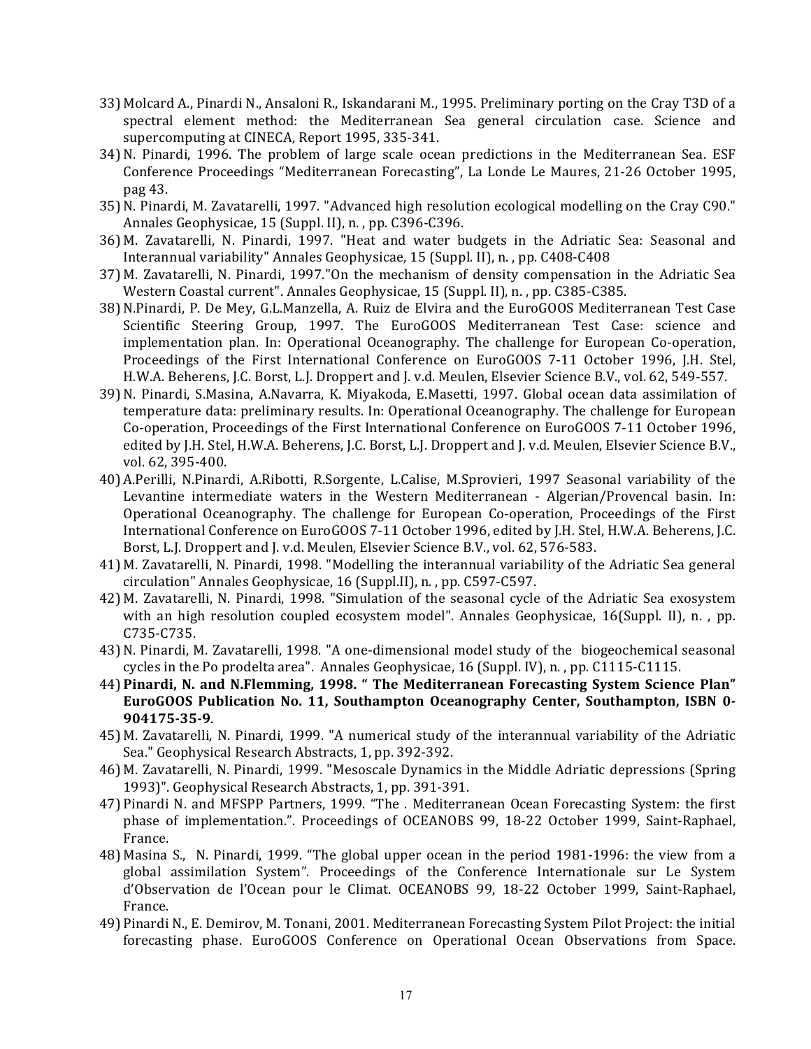33) Molcard A., Pinardi N., Ansaloni R., Iskandarani M., 1995. Preliminary porting on the Cray T3D of a spectral element method: the Mediterranean Sea general circulation case. Science and supercomputing at CINECA, Report 1995, 335-341.
34) N. Pinardi, 1996. The problem of large scale ocean predictions in the Mediterranean Sea. ESF Conference Proceedings "Mediterranean Forecasting", La Londe Le Maures, 21-26 October 1995, pag 43.
35) N. Pinardi, M. Zavatarelli, 1997. "Advanced high resolution ecological modelling on the Cray C90." Annales Geophysicae, 15 (Suppl. II), n. , pp. C396-C396.
36) M. Zavatarelli, N. Pinardi, 1997. "Heat and water budgets in the Adriatic Sea: Seasonal and Interannual variability" Annales Geophysicae, 15 (Suppl. II), n. , pp. C408-C408
37) M. Zavatarelli, N. Pinardi, 1997."On the mechanism of density compensation in the Adriatic Sea Western Coastal current". Annales Geophysicae, 15 (Suppl. II), n. , pp. C385-C385.
38) N.Pinardi, P. De Mey, G.L.Manzella, A. Ruiz de Elvira and the EuroGOOS Mediterranean Test Case Scientific Steering Group, 1997. The EuroGOOS Mediterranean Test Case: science and implementation plan. In: Operational Oceanography. The challenge for European Co-operation, Proceedings of the First International Conference on EuroGOOS 7-11 October 1996, J.H. Stel, H.W.A. Beherens, J.C. Borst, L.J. Droppert and J. v.d. Meulen, Elsevier Science B.V., vol. 62, 549-557.
39) N. Pinardi, S.Masina, A.Navarra, K. Miyakoda, E.Masetti, 1997. Global ocean data assimilation of temperature data: preliminary results. In: Operational Oceanography. The challenge for European Co-operation, Proceedings of the First International Conference on EuroGOOS 7-11 October 1996, edited by J.H. Stel, H.W.A. Beherens, J.C. Borst, L.J. Droppert and J. v.d. Meulen, Elsevier Science B.V., vol. 62, 395-400.
40) A.Perilli, N.Pinardi, A.Ribotti, R.Sorgente, L.Calise, M.Sprovieri, 1997 Seasonal variability of the Levantine intermediate waters in the Western Mediterranean - Algerian/Provencal basin. In: Operational Oceanography. The challenge for European Co-operation, Proceedings of the First International Conference on EuroGOOS 7-11 October 1996, edited by J.H. Stel, H.W.A. Beherens, J.C. Borst, L.J. Droppert and J. v.d. Meulen, Elsevier Science B.V., vol. 62, 576-583.
41) M. Zavatarelli, N. Pinardi, 1998. "Modelling the interannual variability of the Adriatic Sea general circulation" Annales Geophysicae, 16 (Suppl.II), n. , pp. C597-C597.
42) M. Zavatarelli, N. Pinardi, 1998. "Simulation of the seasonal cycle of the Adriatic Sea exosystem with an high resolution coupled ecosystem model". Annales Geophysicae, 16(Suppl. II), n. , pp. C735-C735.
43) N. Pinardi, M. Zavatarelli, 1998. "A one-dimensional model study of the biogeochemical seasonal cycles in the Po prodelta area". Annales Geophysicae, 16 (Suppl. IV), n. , pp. C1115-C1115.
44) **Pinardi, N. and N.Flemming, 1998. " The Mediterranean Forecasting System Science Plan" EuroGOOS Publication No. 11, Southampton Oceanography Center, Southampton, ISBN 0-904175-35-9**.
45) M. Zavatarelli, N. Pinardi, 1999. "A numerical study of the interannual variability of the Adriatic Sea." Geophysical Research Abstracts, 1, pp. 392-392.
46) M. Zavatarelli, N. Pinardi, 1999. "Mesoscale Dynamics in the Middle Adriatic depressions (Spring 1993)". Geophysical Research Abstracts, 1, pp. 391-391.
47) Pinardi N. and MFSPP Partners, 1999. "The . Mediterranean Ocean Forecasting System: the first phase of implementation.". Proceedings of OCEANOBS 99, 18-22 October 1999, Saint-Raphael, France.
48) Masina S., N. Pinardi, 1999. "The global upper ocean in the period 1981-1996: the view from a global assimilation System". Proceedings of the Conference Internationale sur Le System d'Observation de l'Ocean pour le Climat. OCEANOBS 99, 18-22 October 1999, Saint-Raphael, France.
49) Pinardi N., E. Demirov, M. Tonani, 2001. Mediterranean Forecasting System Pilot Project: the initial forecasting phase. EuroGOOS Conference on Operational Ocean Observations from Space.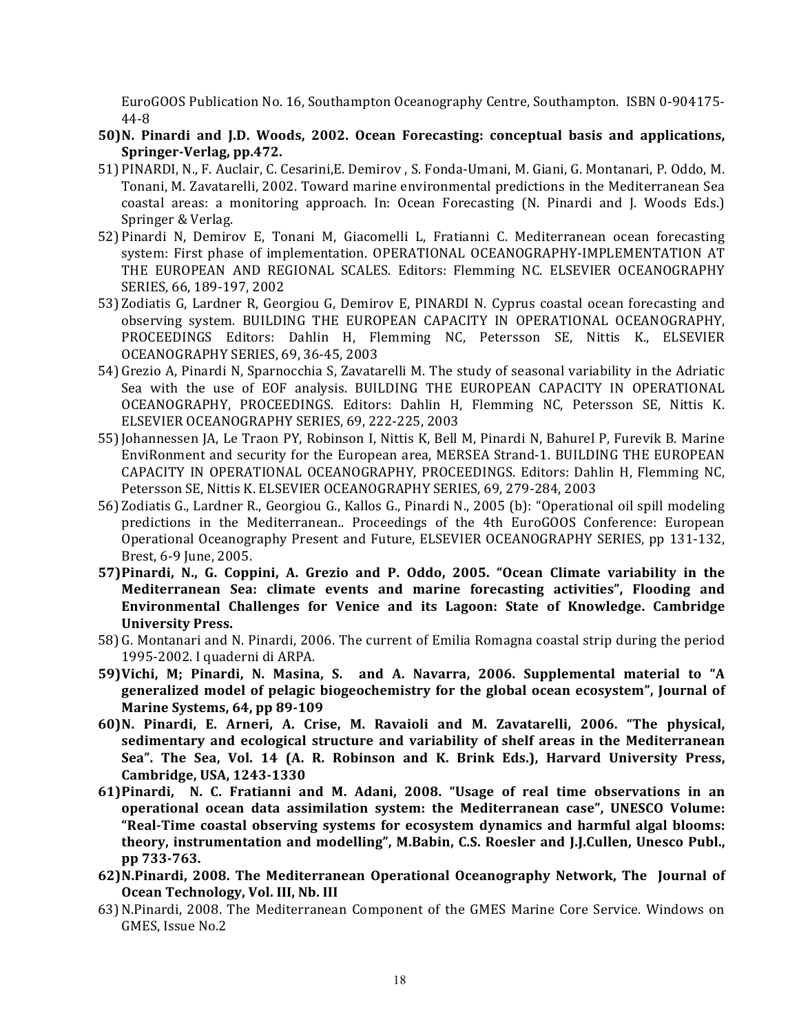EuroGOOS Publication No. 16, Southampton Oceanography Centre, Southampton. ISBN 0-904175-44-8

50) **N. Pinardi and J.D. Woods, 2002. Ocean Forecasting: conceptual basis and applications, Springer-Verlag, pp.472.**
51) PINARDI, N., F. Auclair, C. Cesarini,E. Demirov , S. Fonda-Umani, M. Giani, G. Montanari, P. Oddo, M. Tonani, M. Zavatarelli, 2002. Toward marine environmental predictions in the Mediterranean Sea coastal areas: a monitoring approach. In: Ocean Forecasting (N. Pinardi and J. Woods Eds.) Springer & Verlag.
52) Pinardi N, Demirov E, Tonani M, Giacomelli L, Fratianni C. Mediterranean ocean forecasting system: First phase of implementation. OPERATIONAL OCEANOGRAPHY-IMPLEMENTATION AT THE EUROPEAN AND REGIONAL SCALES. Editors: Flemming NC. ELSEVIER OCEANOGRAPHY SERIES, 66, 189-197, 2002
53) Zodiatis G, Lardner R, Georgiou G, Demirov E, PINARDI N. Cyprus coastal ocean forecasting and observing system. BUILDING THE EUROPEAN CAPACITY IN OPERATIONAL OCEANOGRAPHY, PROCEEDINGS Editors: Dahlin H, Flemming NC, Petersson SE, Nittis K., ELSEVIER OCEANOGRAPHY SERIES, 69, 36-45, 2003
54) Grezio A, Pinardi N, Sparnocchia S, Zavatarelli M. The study of seasonal variability in the Adriatic Sea with the use of EOF analysis. BUILDING THE EUROPEAN CAPACITY IN OPERATIONAL OCEANOGRAPHY, PROCEEDINGS. Editors: Dahlin H, Flemming NC, Petersson SE, Nittis K. ELSEVIER OCEANOGRAPHY SERIES, 69, 222-225, 2003
55) Johannessen JA, Le Traon PY, Robinson I, Nittis K, Bell M, Pinardi N, Bahurel P, Furevik B. Marine EnviRonment and security for the European area, MERSEA Strand-1. BUILDING THE EUROPEAN CAPACITY IN OPERATIONAL OCEANOGRAPHY, PROCEEDINGS. Editors: Dahlin H, Flemming NC, Petersson SE, Nittis K. ELSEVIER OCEANOGRAPHY SERIES, 69, 279-284, 2003
56) Zodiatis G., Lardner R., Georgiou G., Kallos G., Pinardi N., 2005 (b): "Operational oil spill modeling predictions in the Mediterranean.. Proceedings of the 4th EuroGOOS Conference: European Operational Oceanography Present and Future, ELSEVIER OCEANOGRAPHY SERIES, pp 131-132, Brest, 6-9 June, 2005.
57) **Pinardi, N., G. Coppini, A. Grezio and P. Oddo, 2005. "Ocean Climate variability in the Mediterranean Sea: climate events and marine forecasting activities", Flooding and Environmental Challenges for Venice and its Lagoon: State of Knowledge. Cambridge University Press.**
58) G. Montanari and N. Pinardi, 2006. The current of Emilia Romagna coastal strip during the period 1995-2002. I quaderni di ARPA.
59) **Vichi, M; Pinardi, N. Masina, S. and A. Navarra, 2006. Supplemental material to "A generalized model of pelagic biogeochemistry for the global ocean ecosystem", Journal of Marine Systems, 64, pp 89-109**
60) **N. Pinardi, E. Arneri, A. Crise, M. Ravaioli and M. Zavatarelli, 2006. "The physical, sedimentary and ecological structure and variability of shelf areas in the Mediterranean Sea". The Sea, Vol. 14 (A. R. Robinson and K. Brink Eds.), Harvard University Press, Cambridge, USA, 1243-1330**
61) **Pinardi, N. C. Fratianni and M. Adani, 2008. "Usage of real time observations in an operational ocean data assimilation system: the Mediterranean case", UNESCO Volume: "Real-Time coastal observing systems for ecosystem dynamics and harmful algal blooms: theory, instrumentation and modelling", M.Babin, C.S. Roesler and J.J.Cullen, Unesco Publ., pp 733-763.**
62) **N.Pinardi, 2008. The Mediterranean Operational Oceanography Network, The Journal of Ocean Technology, Vol. III, Nb. III**
63) N.Pinardi, 2008. The Mediterranean Component of the GMES Marine Core Service. Windows on GMES, Issue No.2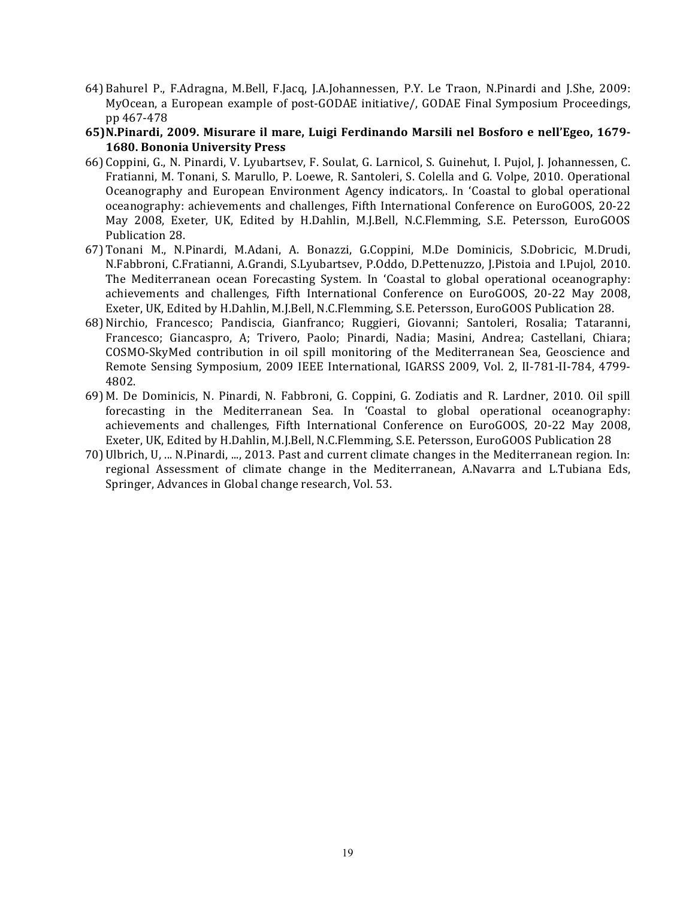64) Bahurel P., F.Adragna, M.Bell, F.Jacq, J.A.Johannessen, P.Y. Le Traon, N.Pinardi and J.She, 2009: MyOcean, a European example of post-GODAE initiative/, GODAE Final Symposium Proceedings, pp 467-478

65) **N.Pinardi, 2009. Misurare il mare, Luigi Ferdinando Marsili nel Bosforo e nell'Egeo, 1679-1680. Bononia University Press**

66) Coppini, G., N. Pinardi, V. Lyubartsev, F. Soulat, G. Larnicol, S. Guinehut, I. Pujol, J. Johannessen, C. Fratianni, M. Tonani, S. Marullo, P. Loewe, R. Santoleri, S. Colella and G. Volpe, 2010. Operational Oceanography and European Environment Agency indicators,. In 'Coastal to global operational oceanography: achievements and challenges, Fifth International Conference on EuroGOOS, 20-22 May 2008, Exeter, UK, Edited by H.Dahlin, M.J.Bell, N.C.Flemming, S.E. Petersson, EuroGOOS Publication 28.

67) Tonani M., N.Pinardi, M.Adani, A. Bonazzi, G.Coppini, M.De Dominicis, S.Dobricic, M.Drudi, N.Fabbroni, C.Fratianni, A.Grandi, S.Lyubartsev, P.Oddo, D.Pettenuzzo, J.Pistoia and I.Pujol, 2010. The Mediterranean ocean Forecasting System. In 'Coastal to global operational oceanography: achievements and challenges, Fifth International Conference on EuroGOOS, 20-22 May 2008, Exeter, UK, Edited by H.Dahlin, M.J.Bell, N.C.Flemming, S.E. Petersson, EuroGOOS Publication 28.

68) Nirchio, Francesco; Pandiscia, Gianfranco; Ruggieri, Giovanni; Santoleri, Rosalia; Tataranni, Francesco; Giancaspro, A; Trivero, Paolo; Pinardi, Nadia; Masini, Andrea; Castellani, Chiara; COSMO-SkyMed contribution in oil spill monitoring of the Mediterranean Sea, Geoscience and Remote Sensing Symposium, 2009 IEEE International, IGARSS 2009, Vol. 2, II-781-II-784, 4799-4802.

69) M. De Dominicis, N. Pinardi, N. Fabbroni, G. Coppini, G. Zodiatis and R. Lardner, 2010. Oil spill forecasting in the Mediterranean Sea. In 'Coastal to global operational oceanography: achievements and challenges, Fifth International Conference on EuroGOOS, 20-22 May 2008, Exeter, UK, Edited by H.Dahlin, M.J.Bell, N.C.Flemming, S.E. Petersson, EuroGOOS Publication 28

70) Ulbrich, U, ... N.Pinardi, ..., 2013. Past and current climate changes in the Mediterranean region. In: regional Assessment of climate change in the Mediterranean, A.Navarra and L.Tubiana Eds, Springer, Advances in Global change research, Vol. 53.